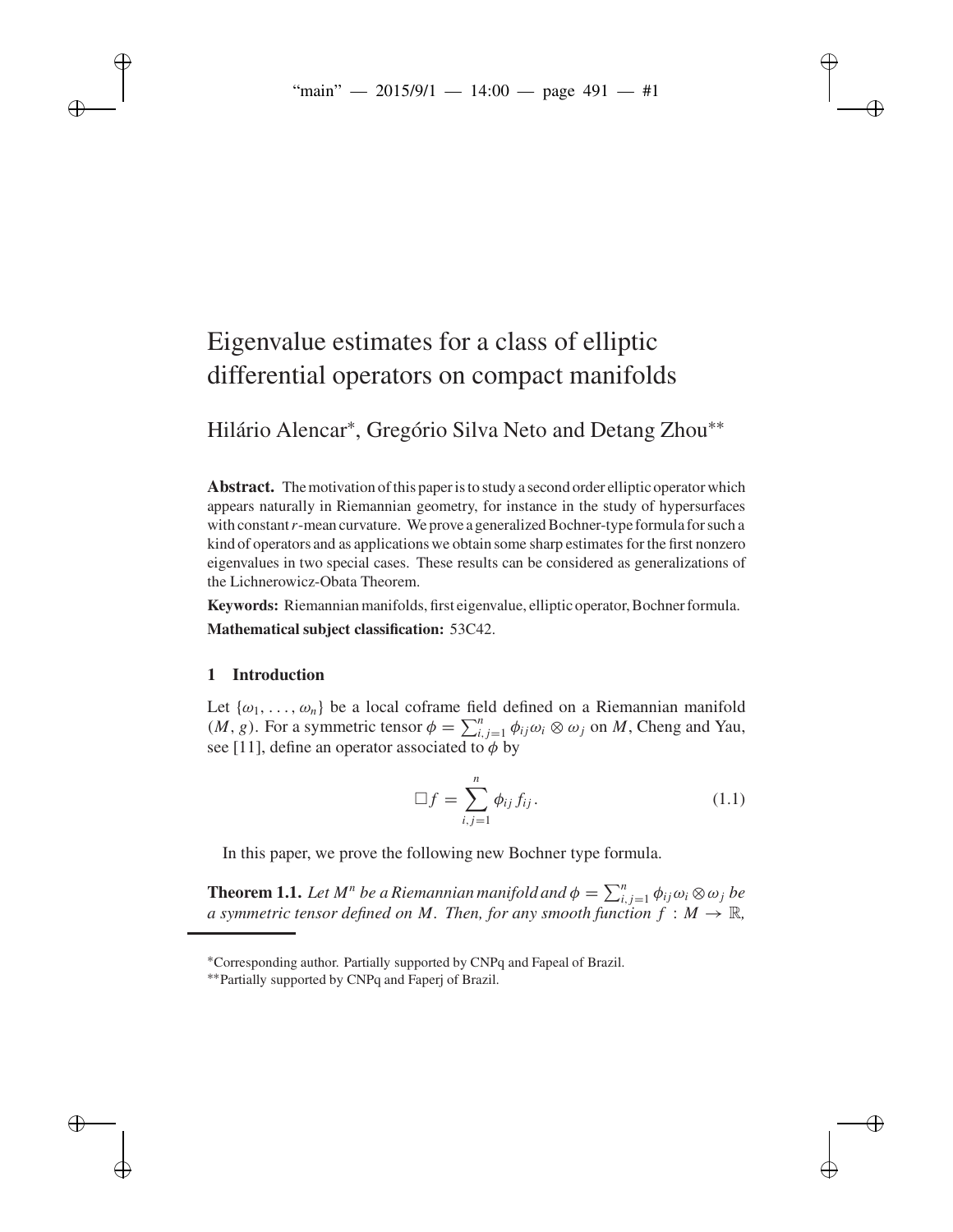# Eigenvalue estimates for a class of elliptic differential operators on compact manifolds

Hilário Alencar*, Gregório Silva Neto and Detang Zhou**

**Abstract.** The motivation of this paper is to study a second order elliptic operator which appears naturally in Riemannian geometry, for instance in the study of hypersurfaces with constant $r$-mean curvature. We prove a generalized Bochner-type formula for such a kind of operators and as applications we obtain some sharp estimates for the first nonzero eigenvalues in two special cases. These results can be considered as generalizations of the Lichnerowicz-Obata Theorem.

**Keywords:** Riemannian manifolds, first eigenvalue, elliptic operator, Bochner formula.

**Mathematical subject classification:** 53C42.

## 1 Introduction

Let $\{\omega_1, \ldots, \omega_n\}$ be a local coframe field defined on a Riemannian manifold $(M, g)$. For a symmetric tensor $\phi = \sum_{i,j=1}^{n} \phi_{ij}\omega_i \otimes \omega_j$ on $M$, Cheng and Yau, see [11], define an operator associated to $\phi$ by

$$\square f = \sum_{i,j=1}^{n} \phi_{ij} f_{ij}. \tag{1.1}$$

In this paper, we prove the following new Bochner type formula.

**Theorem 1.1.** *Let $M^n$ be a Riemannian manifold and $\phi = \sum_{i,j=1}^{n} \phi_{ij}\omega_i \otimes \omega_j$ be a symmetric tensor defined on $M$. Then, for any smooth function $f : M \to \mathbb{R}$,*

*Corresponding author. Partially supported by CNPq and Fapeal of Brazil.

**Partially supported by CNPq and Faperj of Brazil.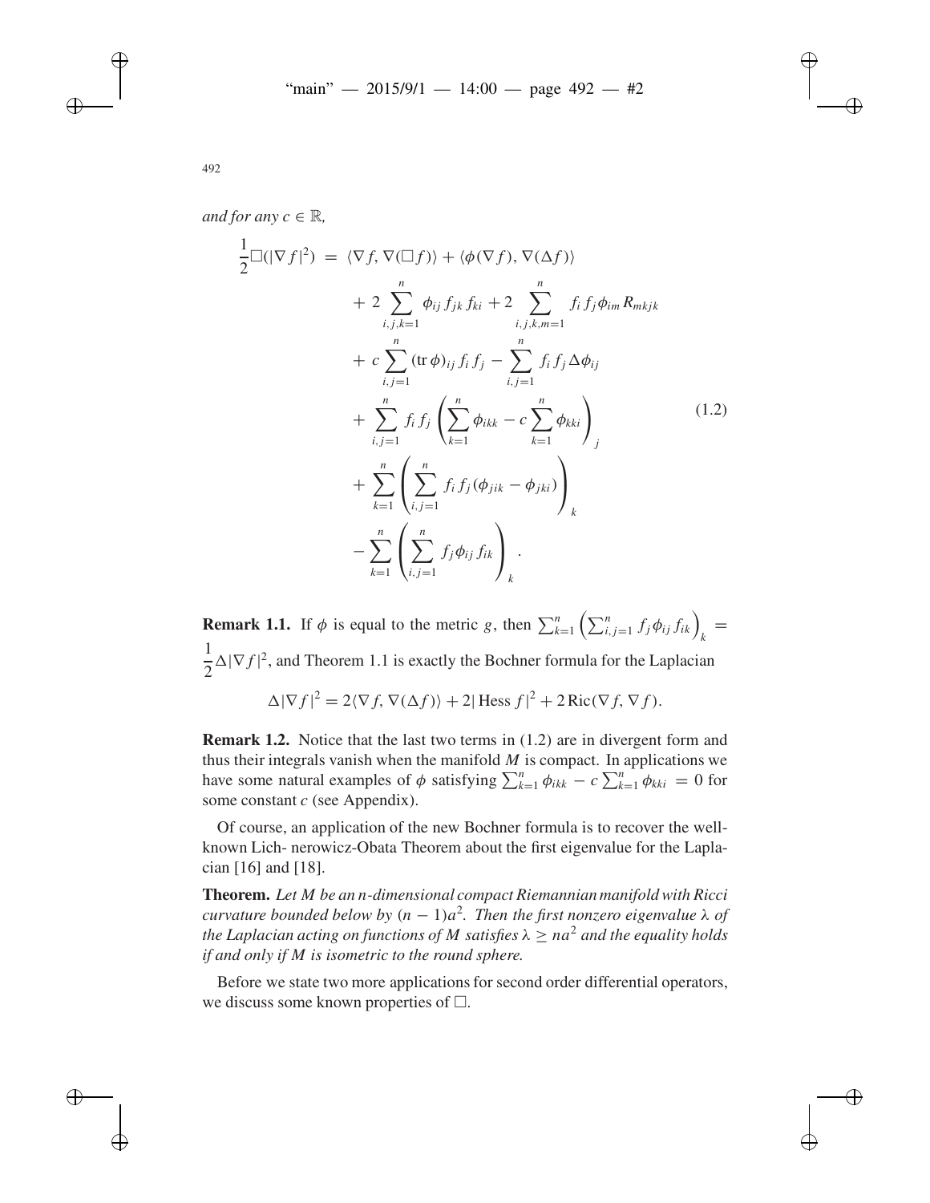*and for any* $c \in \mathbb{R}$*,*

$$
\begin{aligned}
\frac{1}{2}\Box(|\nabla f|^2) \;=\; & \langle \nabla f, \nabla(\Box f)\rangle + \langle \phi(\nabla f), \nabla(\Delta f)\rangle \\
& + 2\sum_{i,j,k=1}^{n} \phi_{ij} f_{jk} f_{ki} + 2\sum_{i,j,k,m=1}^{n} f_i f_j \phi_{im} R_{mkjk} \\
& + c\sum_{i,j=1}^{n} (\operatorname{tr}\phi)_{ij} f_i f_j - \sum_{i,j=1}^{n} f_i f_j \Delta\phi_{ij} \\
& + \sum_{i,j=1}^{n} f_i f_j \left(\sum_{k=1}^{n} \phi_{ikk} - c\sum_{k=1}^{n} \phi_{kki}\right)_j \\
& + \sum_{k=1}^{n} \left(\sum_{i,j=1}^{n} f_i f_j (\phi_{jik} - \phi_{jki})\right)_k \\
& - \sum_{k=1}^{n} \left(\sum_{i,j=1}^{n} f_j \phi_{ij} f_{ik}\right)_k .
\end{aligned}
\tag{1.2}
$$

**Remark 1.1.** If $\phi$ is equal to the metric $g$, then $\sum_{k=1}^{n}\left(\sum_{i,j=1}^{n} f_j \phi_{ij} f_{ik}\right)_k = \frac{1}{2}\Delta|\nabla f|^2$, and Theorem 1.1 is exactly the Bochner formula for the Laplacian

$$
\Delta|\nabla f|^2 = 2\langle \nabla f, \nabla(\Delta f)\rangle + 2|\operatorname{Hess} f|^2 + 2\operatorname{Ric}(\nabla f, \nabla f).
$$

**Remark 1.2.** Notice that the last two terms in (1.2) are in divergent form and thus their integrals vanish when the manifold $M$ is compact. In applications we have some natural examples of $\phi$ satisfying $\sum_{k=1}^{n} \phi_{ikk} - c\sum_{k=1}^{n} \phi_{kki} = 0$ for some constant $c$ (see Appendix).

Of course, an application of the new Bochner formula is to recover the well-known Lich- nerowicz-Obata Theorem about the first eigenvalue for the Laplacian [16] and [18].

**Theorem.** *Let $M$ be an $n$-dimensional compact Riemannian manifold with Ricci curvature bounded below by $(n-1)a^2$. Then the first nonzero eigenvalue $\lambda$ of the Laplacian acting on functions of $M$ satisfies $\lambda \geq na^2$ and the equality holds if and only if $M$ is isometric to the round sphere.*

Before we state two more applications for second order differential operators, we discuss some known properties of $\Box$.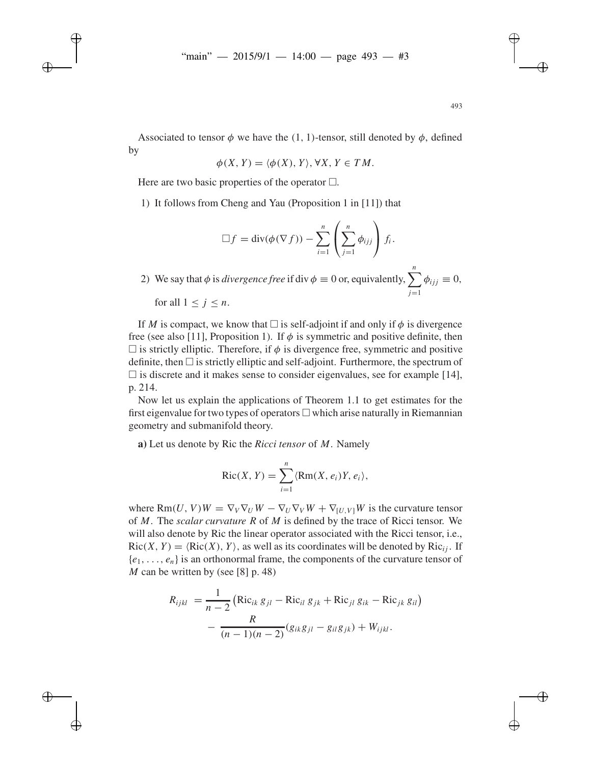Associated to tensor $\phi$ we have the (1, 1)-tensor, still denoted by $\phi$, defined by

$$\phi(X, Y) = \langle \phi(X), Y \rangle, \forall X, Y \in TM.$$

Here are two basic properties of the operator $\square$.

1) It follows from Cheng and Yau (Proposition 1 in [11]) that

$$\square f = \operatorname{div}(\phi(\nabla f)) - \sum_{i=1}^{n} \left( \sum_{j=1}^{n} \phi_{ijj} \right) f_i.$$

2) We say that $\phi$ is *divergence free* if $\operatorname{div} \phi \equiv 0$ or, equivalently, $\sum_{j=1}^{n} \phi_{ijj} \equiv 0$, for all $1 \leq j \leq n$.

If $M$ is compact, we know that $\square$ is self-adjoint if and only if $\phi$ is divergence free (see also [11], Proposition 1). If $\phi$ is symmetric and positive definite, then $\square$ is strictly elliptic. Therefore, if $\phi$ is divergence free, symmetric and positive definite, then $\square$ is strictly elliptic and self-adjoint. Furthermore, the spectrum of $\square$ is discrete and it makes sense to consider eigenvalues, see for example [14], p. 214.

Now let us explain the applications of Theorem 1.1 to get estimates for the first eigenvalue for two types of operators $\square$ which arise naturally in Riemannian geometry and submanifold theory.

**a)** Let us denote by Ric the *Ricci tensor* of $M$. Namely

$$\operatorname{Ric}(X, Y) = \sum_{i=1}^{n} \langle \operatorname{Rm}(X, e_i)Y, e_i \rangle,$$

where $\operatorname{Rm}(U, V)W = \nabla_V \nabla_U W - \nabla_U \nabla_V W + \nabla_{[U,V]} W$ is the curvature tensor of $M$. The *scalar curvature* $R$ of $M$ is defined by the trace of Ricci tensor. We will also denote by Ric the linear operator associated with the Ricci tensor, i.e., $\operatorname{Ric}(X, Y) = \langle \operatorname{Ric}(X), Y \rangle$, as well as its coordinates will be denoted by $\operatorname{Ric}_{ij}$. If $\{e_1, \ldots, e_n\}$ is an orthonormal frame, the components of the curvature tensor of $M$ can be written by (see [8] p. 48)

$$\begin{aligned} R_{ijkl} &= \frac{1}{n-2} \left( \operatorname{Ric}_{ik}\, g_{jl} - \operatorname{Ric}_{il}\, g_{jk} + \operatorname{Ric}_{jl}\, g_{ik} - \operatorname{Ric}_{jk}\, g_{il} \right) \\ &\quad - \frac{R}{(n-1)(n-2)} (g_{ik} g_{jl} - g_{il} g_{jk}) + W_{ijkl}. \end{aligned}$$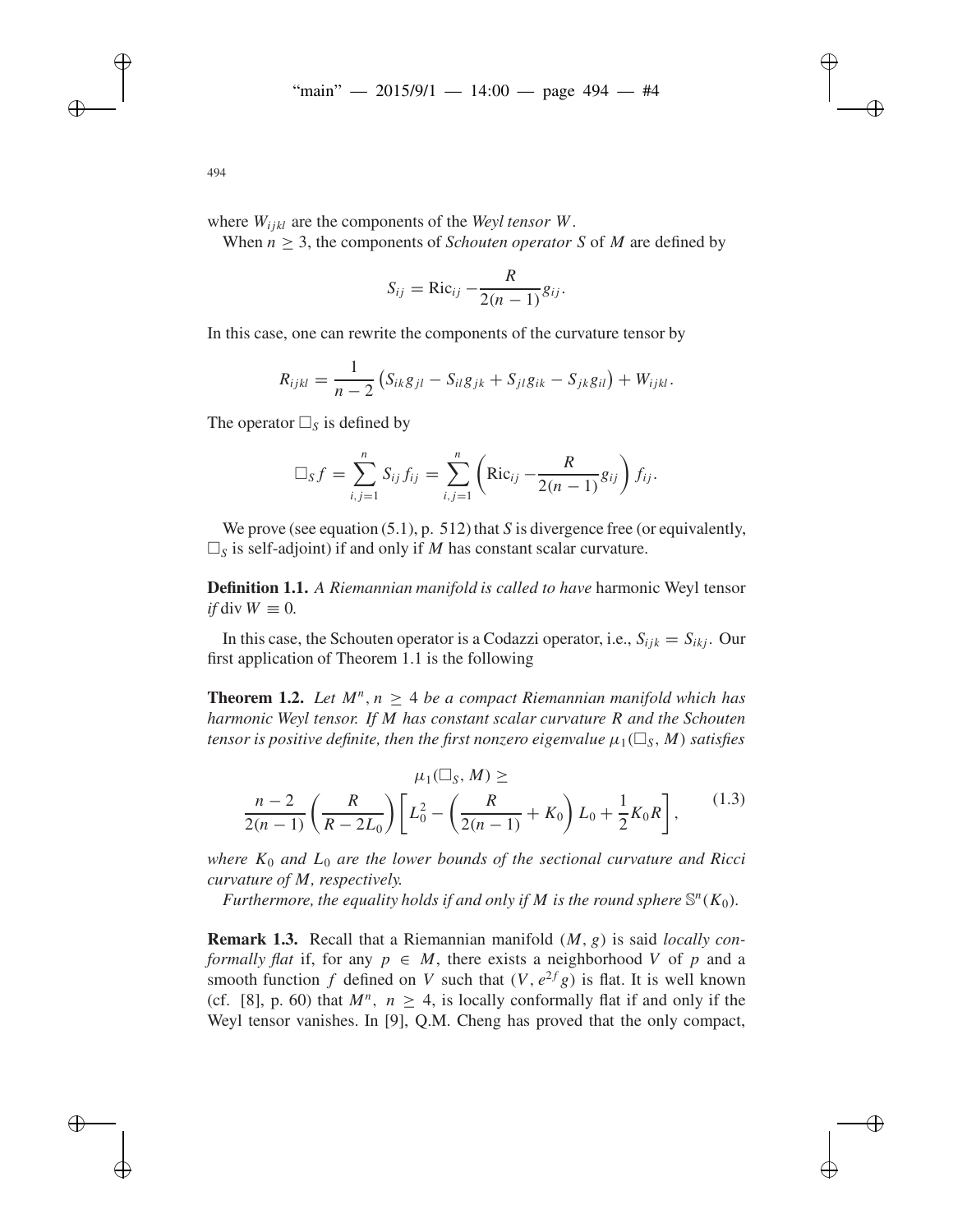where $W_{ijkl}$ are the components of the *Weyl tensor* $W$.

When $n \geq 3$, the components of *Schouten operator* $S$ of $M$ are defined by

$$S_{ij} = \mathrm{Ric}_{ij} - \frac{R}{2(n-1)} g_{ij}.$$

In this case, one can rewrite the components of the curvature tensor by

$$R_{ijkl} = \frac{1}{n-2}\left(S_{ik}g_{jl} - S_{il}g_{jk} + S_{jl}g_{ik} - S_{jk}g_{il}\right) + W_{ijkl}.$$

The operator $\square_S$ is defined by

$$\square_S f = \sum_{i,j=1}^{n} S_{ij} f_{ij} = \sum_{i,j=1}^{n} \left(\mathrm{Ric}_{ij} - \frac{R}{2(n-1)} g_{ij}\right) f_{ij}.$$

We prove (see equation (5.1), p. 512) that $S$ is divergence free (or equivalently, $\square_S$ is self-adjoint) if and only if $M$ has constant scalar curvature.

**Definition 1.1.** *A Riemannian manifold is called to have* harmonic Weyl tensor *if* $\operatorname{div} W \equiv 0$*.*

In this case, the Schouten operator is a Codazzi operator, i.e., $S_{ijk} = S_{ikj}$. Our first application of Theorem 1.1 is the following

**Theorem 1.2.** *Let $M^n$, $n \geq 4$ be a compact Riemannian manifold which has harmonic Weyl tensor. If $M$ has constant scalar curvature $R$ and the Schouten tensor is positive definite, then the first nonzero eigenvalue $\mu_1(\square_S, M)$ satisfies*

$$\mu_1(\square_S, M) \geq \frac{n-2}{2(n-1)}\left(\frac{R}{R-2L_0}\right)\left[L_0^2 - \left(\frac{R}{2(n-1)} + K_0\right)L_0 + \frac{1}{2}K_0 R\right], \tag{1.3}$$

*where $K_0$ and $L_0$ are the lower bounds of the sectional curvature and Ricci curvature of $M$, respectively.*

*Furthermore, the equality holds if and only if $M$ is the round sphere $\mathbb{S}^n(K_0)$.*

**Remark 1.3.** Recall that a Riemannian manifold $(M, g)$ is said *locally conformally flat* if, for any $p \in M$, there exists a neighborhood $V$ of $p$ and a smooth function $f$ defined on $V$ such that $(V, e^{2f}g)$ is flat. It is well known (cf. [8], p. 60) that $M^n$, $n \geq 4$, is locally conformally flat if and only if the Weyl tensor vanishes. In [9], Q.M. Cheng has proved that the only compact,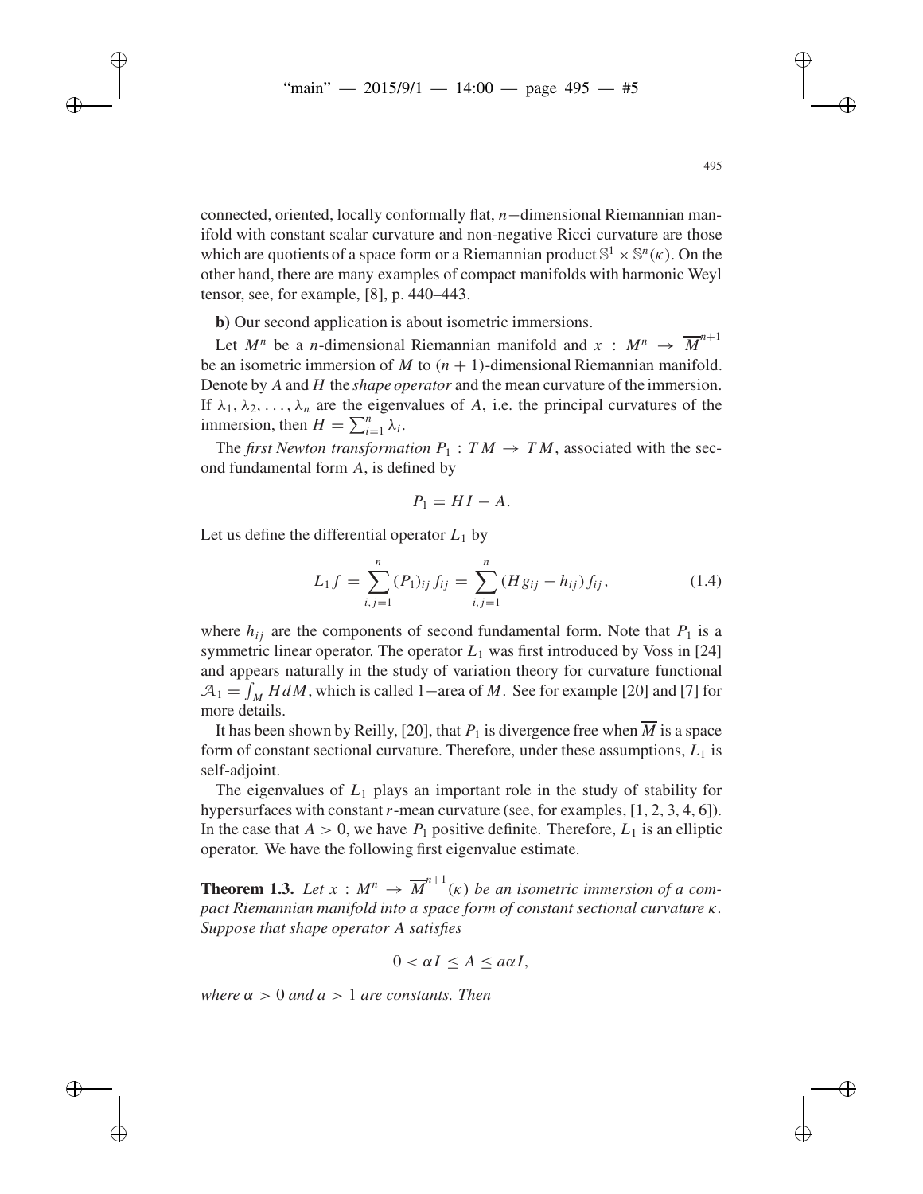connected, oriented, locally conformally flat, $n-$dimensional Riemannian manifold with constant scalar curvature and non-negative Ricci curvature are those which are quotients of a space form or a Riemannian product $\mathbb{S}^1 \times \mathbb{S}^n(\kappa)$. On the other hand, there are many examples of compact manifolds with harmonic Weyl tensor, see, for example, [8], p. 440–443.

**b)** Our second application is about isometric immersions.

Let $M^n$ be a $n$-dimensional Riemannian manifold and $x : M^n \to \overline{M}^{n+1}$ be an isometric immersion of $M$ to $(n+1)$-dimensional Riemannian manifold. Denote by $A$ and $H$ the *shape operator* and the mean curvature of the immersion. If $\lambda_1, \lambda_2, \ldots, \lambda_n$ are the eigenvalues of $A$, i.e. the principal curvatures of the immersion, then $H = \sum_{i=1}^{n} \lambda_i$.

The *first Newton transformation* $P_1 : TM \to TM$, associated with the second fundamental form $A$, is defined by

$$P_1 = HI - A.$$

Let us define the differential operator $L_1$ by

$$L_1 f = \sum_{i,j=1}^{n} (P_1)_{ij} f_{ij} = \sum_{i,j=1}^{n} (H g_{ij} - h_{ij}) f_{ij}, \tag{1.4}$$

where $h_{ij}$ are the components of second fundamental form. Note that $P_1$ is a symmetric linear operator. The operator $L_1$ was first introduced by Voss in [24] and appears naturally in the study of variation theory for curvature functional $\mathcal{A}_1 = \int_M H dM$, which is called $1-$area of $M$. See for example [20] and [7] for more details.

It has been shown by Reilly, [20], that $P_1$ is divergence free when $\overline{M}$ is a space form of constant sectional curvature. Therefore, under these assumptions, $L_1$ is self-adjoint.

The eigenvalues of $L_1$ plays an important role in the study of stability for hypersurfaces with constant $r$-mean curvature (see, for examples, [1, 2, 3, 4, 6]). In the case that $A > 0$, we have $P_1$ positive definite. Therefore, $L_1$ is an elliptic operator. We have the following first eigenvalue estimate.

**Theorem 1.3.** *Let $x : M^n \to \overline{M}^{n+1}(\kappa)$ be an isometric immersion of a compact Riemannian manifold into a space form of constant sectional curvature $\kappa$. Suppose that shape operator $A$ satisfies*

$$0 < \alpha I \leq A \leq a\alpha I,$$

*where $\alpha > 0$ and $a > 1$ are constants. Then*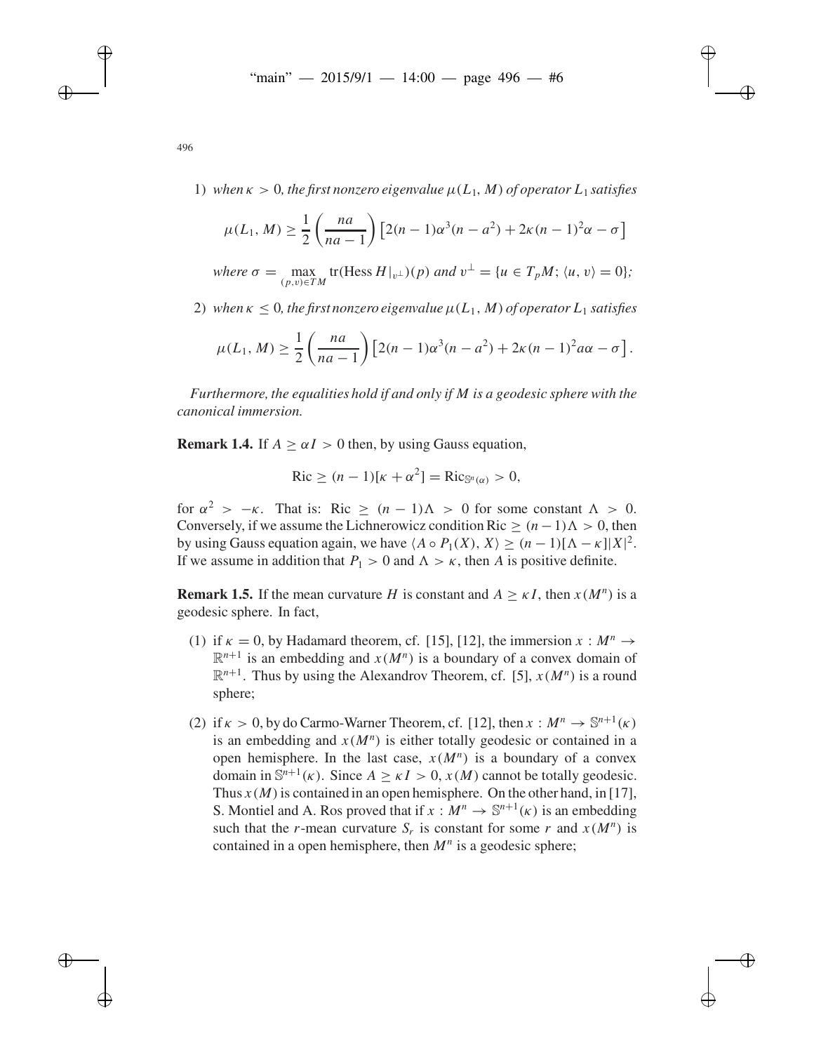1) *when $\kappa > 0$, the first nonzero eigenvalue $\mu(L_1, M)$ of operator $L_1$ satisfies*

$$\mu(L_1, M) \geq \frac{1}{2}\left(\frac{na}{na-1}\right)\left[2(n-1)\alpha^3(n-a^2) + 2\kappa(n-1)^2\alpha - \sigma\right]$$

*where $\sigma = \max_{(p,v)\in TM} \operatorname{tr}(\operatorname{Hess} H|_{v^\perp})(p)$ and $v^\perp = \{u \in T_pM; \langle u, v\rangle = 0\}$;*

2) *when $\kappa \leq 0$, the first nonzero eigenvalue $\mu(L_1, M)$ of operator $L_1$ satisfies*

$$\mu(L_1, M) \geq \frac{1}{2}\left(\frac{na}{na-1}\right)\left[2(n-1)\alpha^3(n-a^2) + 2\kappa(n-1)^2 a\alpha - \sigma\right].$$

*Furthermore, the equalities hold if and only if $M$ is a geodesic sphere with the canonical immersion.*

**Remark 1.4.** If $A \geq \alpha I > 0$ then, by using Gauss equation,

$$\operatorname{Ric} \geq (n-1)[\kappa + \alpha^2] = \operatorname{Ric}_{\mathbb{S}^n(\alpha)} > 0,$$

for $\alpha^2 > -\kappa$. That is: $\operatorname{Ric} \geq (n-1)\Lambda > 0$ for some constant $\Lambda > 0$. Conversely, if we assume the Lichnerowicz condition $\operatorname{Ric} \geq (n-1)\Lambda > 0$, then by using Gauss equation again, we have $\langle A \circ P_1(X), X\rangle \geq (n-1)[\Lambda - \kappa]|X|^2$. If we assume in addition that $P_1 > 0$ and $\Lambda > \kappa$, then $A$ is positive definite.

**Remark 1.5.** If the mean curvature $H$ is constant and $A \geq \kappa I$, then $x(M^n)$ is a geodesic sphere. In fact,

(1) if $\kappa = 0$, by Hadamard theorem, cf. [15], [12], the immersion $x : M^n \to \mathbb{R}^{n+1}$ is an embedding and $x(M^n)$ is a boundary of a convex domain of $\mathbb{R}^{n+1}$. Thus by using the Alexandrov Theorem, cf. [5], $x(M^n)$ is a round sphere;

(2) if $\kappa > 0$, by do Carmo-Warner Theorem, cf. [12], then $x : M^n \to \mathbb{S}^{n+1}(\kappa)$ is an embedding and $x(M^n)$ is either totally geodesic or contained in a open hemisphere. In the last case, $x(M^n)$ is a boundary of a convex domain in $\mathbb{S}^{n+1}(\kappa)$. Since $A \geq \kappa I > 0$, $x(M)$ cannot be totally geodesic. Thus $x(M)$ is contained in an open hemisphere. On the other hand, in [17], S. Montiel and A. Ros proved that if $x : M^n \to \mathbb{S}^{n+1}(\kappa)$ is an embedding such that the $r$-mean curvature $S_r$ is constant for some $r$ and $x(M^n)$ is contained in a open hemisphere, then $M^n$ is a geodesic sphere;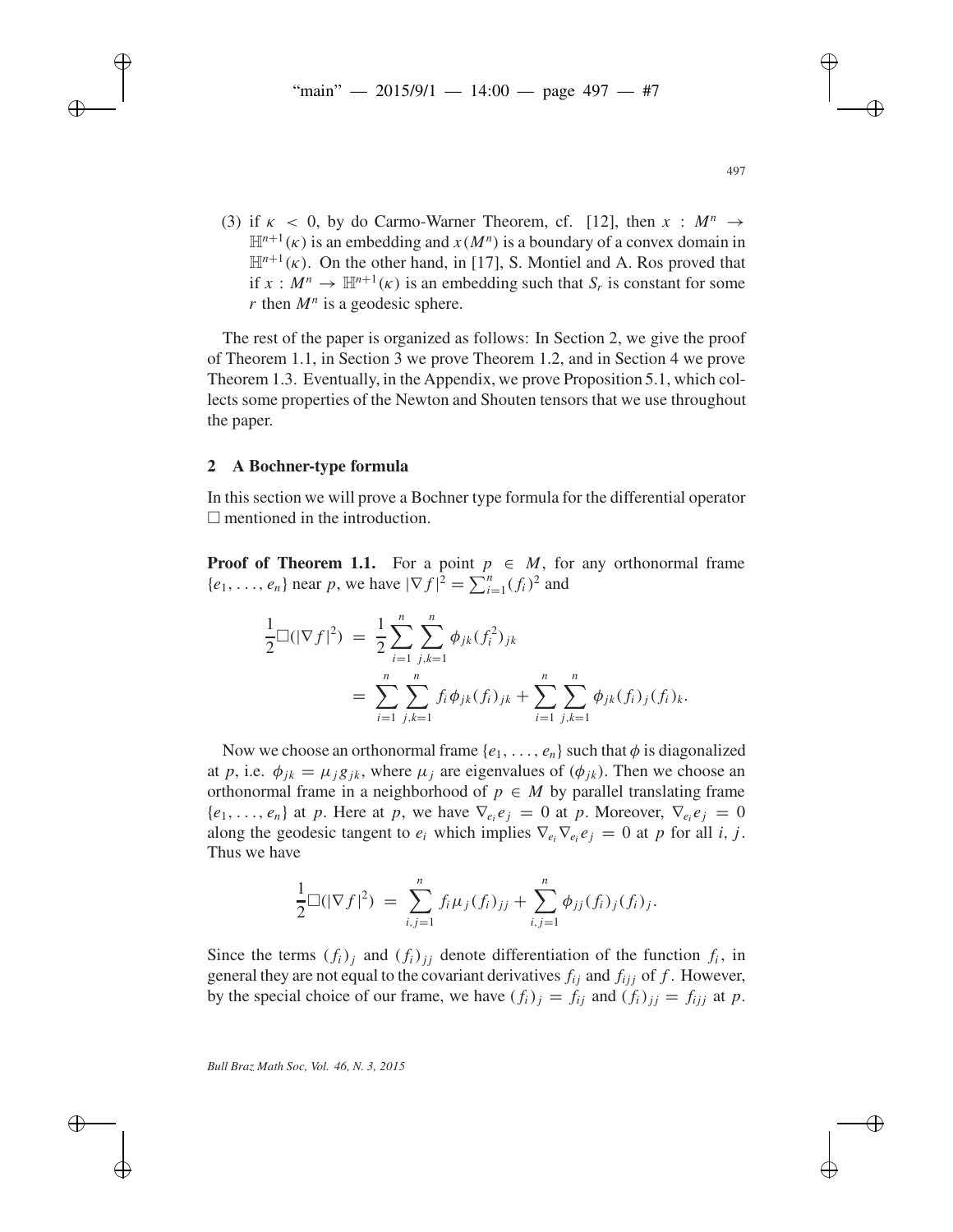(3) if $\kappa < 0$, by do Carmo-Warner Theorem, cf. [12], then $x : M^n \to \mathbb{H}^{n+1}(\kappa)$ is an embedding and $x(M^n)$ is a boundary of a convex domain in $\mathbb{H}^{n+1}(\kappa)$. On the other hand, in [17], S. Montiel and A. Ros proved that if $x : M^n \to \mathbb{H}^{n+1}(\kappa)$ is an embedding such that $S_r$ is constant for some $r$ then $M^n$ is a geodesic sphere.

The rest of the paper is organized as follows: In Section 2, we give the proof of Theorem 1.1, in Section 3 we prove Theorem 1.2, and in Section 4 we prove Theorem 1.3. Eventually, in the Appendix, we prove Proposition 5.1, which collects some properties of the Newton and Shouten tensors that we use throughout the paper.

## 2 A Bochner-type formula

In this section we will prove a Bochner type formula for the differential operator $\Box$ mentioned in the introduction.

**Proof of Theorem 1.1.** For a point $p \in M$, for any orthonormal frame $\{e_1, \ldots, e_n\}$ near $p$, we have $|\nabla f|^2 = \sum_{i=1}^n (f_i)^2$ and

$$\begin{aligned}
\frac{1}{2}\Box(|\nabla f|^2) &= \frac{1}{2}\sum_{i=1}^n \sum_{j,k=1}^n \phi_{jk}(f_i^2)_{jk} \\
&= \sum_{i=1}^n \sum_{j,k=1}^n f_i \phi_{jk}(f_i)_{jk} + \sum_{i=1}^n \sum_{j,k=1}^n \phi_{jk}(f_i)_j(f_i)_k.
\end{aligned}$$

Now we choose an orthonormal frame $\{e_1, \ldots, e_n\}$ such that $\phi$ is diagonalized at $p$, i.e. $\phi_{jk} = \mu_j g_{jk}$, where $\mu_j$ are eigenvalues of $(\phi_{jk})$. Then we choose an orthonormal frame in a neighborhood of $p \in M$ by parallel translating frame $\{e_1, \ldots, e_n\}$ at $p$. Here at $p$, we have $\nabla_{e_i} e_j = 0$ at $p$. Moreover, $\nabla_{e_i} e_j = 0$ along the geodesic tangent to $e_i$ which implies $\nabla_{e_i}\nabla_{e_i} e_j = 0$ at $p$ for all $i$, $j$. Thus we have

$$\frac{1}{2}\Box(|\nabla f|^2) = \sum_{i,j=1}^n f_i \mu_j (f_i)_{jj} + \sum_{i,j=1}^n \phi_{jj}(f_i)_j(f_i)_j.$$

Since the terms $(f_i)_j$ and $(f_i)_{jj}$ denote differentiation of the function $f_i$, in general they are not equal to the covariant derivatives $f_{ij}$ and $f_{ijj}$ of $f$. However, by the special choice of our frame, we have $(f_i)_j = f_{ij}$ and $(f_i)_{jj} = f_{ijj}$ at $p$.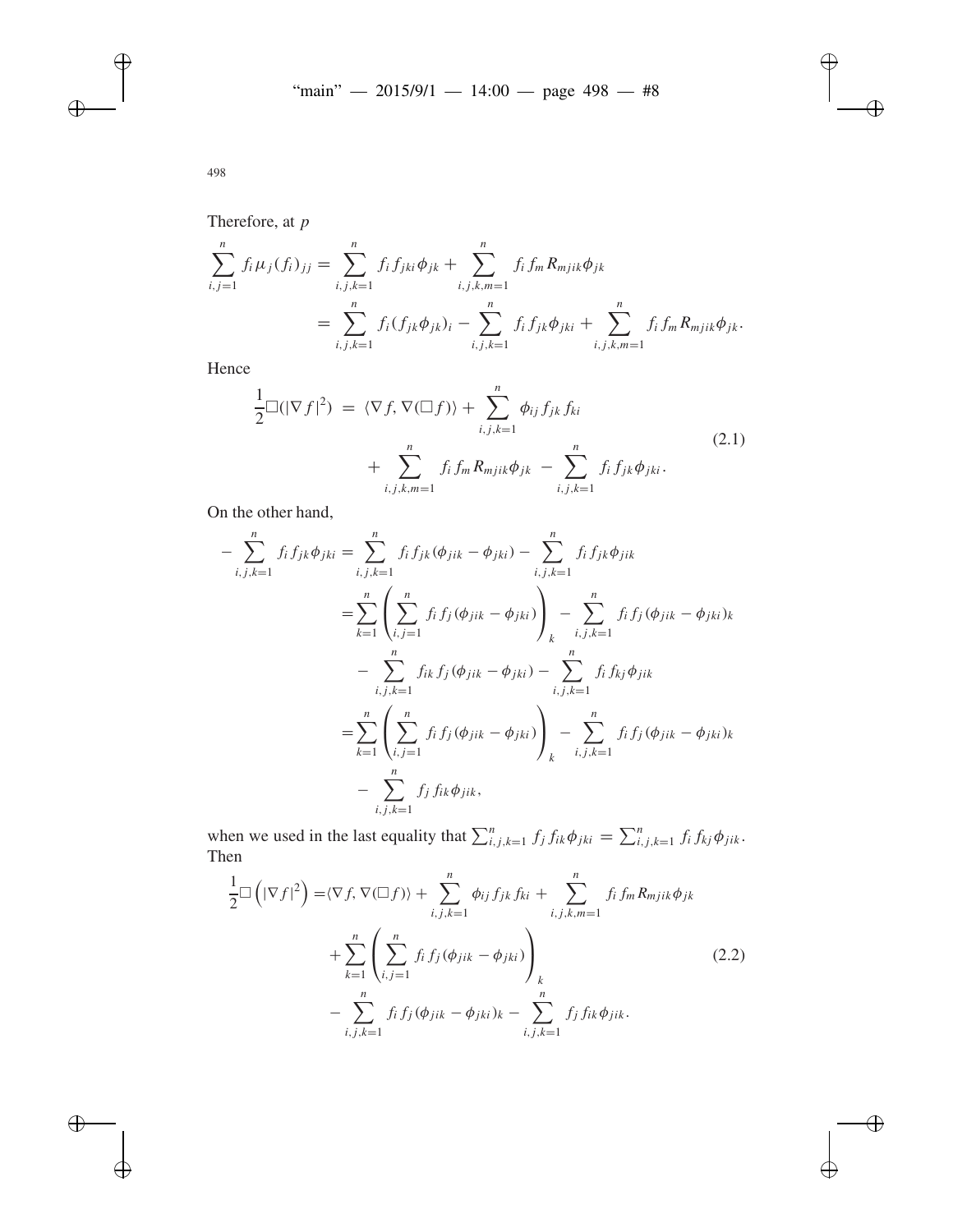Therefore, at $p$

$$
\begin{aligned}
\sum_{i,j=1}^{n} f_i \mu_j (f_i)_{jj} &= \sum_{i,j,k=1}^{n} f_i f_{jki} \phi_{jk} + \sum_{i,j,k,m=1}^{n} f_i f_m R_{mjik} \phi_{jk} \\
&= \sum_{i,j,k=1}^{n} f_i (f_{jk} \phi_{jk})_i - \sum_{i,j,k=1}^{n} f_i f_{jk} \phi_{jki} + \sum_{i,j,k,m=1}^{n} f_i f_m R_{mjik} \phi_{jk}.
\end{aligned}
$$

Hence

$$
\begin{aligned}
\frac{1}{2} \Box (|\nabla f|^2) \;=\; & \langle \nabla f, \nabla (\Box f) \rangle + \sum_{i,j,k=1}^{n} \phi_{ij} f_{jk} f_{ki} \\
& + \sum_{i,j,k,m=1}^{n} f_i f_m R_{mjik} \phi_{jk} \;-\; \sum_{i,j,k=1}^{n} f_i f_{jk} \phi_{jki}.
\end{aligned}
\tag{2.1}
$$

On the other hand,

$$
\begin{aligned}
-\sum_{i,j,k=1}^{n} f_i f_{jk} \phi_{jki} &= \sum_{i,j,k=1}^{n} f_i f_{jk} (\phi_{jik} - \phi_{jki}) - \sum_{i,j,k=1}^{n} f_i f_{jk} \phi_{jik} \\
&= \sum_{k=1}^{n} \left( \sum_{i,j=1}^{n} f_i f_j (\phi_{jik} - \phi_{jki}) \right)_k - \sum_{i,j,k=1}^{n} f_i f_j (\phi_{jik} - \phi_{jki})_k \\
&\quad - \sum_{i,j,k=1}^{n} f_{ik} f_j (\phi_{jik} - \phi_{jki}) - \sum_{i,j,k=1}^{n} f_i f_{kj} \phi_{jik} \\
&= \sum_{k=1}^{n} \left( \sum_{i,j=1}^{n} f_i f_j (\phi_{jik} - \phi_{jki}) \right)_k - \sum_{i,j,k=1}^{n} f_i f_j (\phi_{jik} - \phi_{jki})_k \\
&\quad - \sum_{i,j,k=1}^{n} f_j f_{ik} \phi_{jik},
\end{aligned}
$$

when we used in the last equality that $\sum_{i,j,k=1}^{n} f_j f_{ik} \phi_{jki} = \sum_{i,j,k=1}^{n} f_i f_{kj} \phi_{jik}$. Then

$$
\begin{aligned}
\frac{1}{2} \Box \left( |\nabla f|^2 \right) =& \langle \nabla f, \nabla (\Box f) \rangle + \sum_{i,j,k=1}^{n} \phi_{ij} f_{jk} f_{ki} + \sum_{i,j,k,m=1}^{n} f_i f_m R_{mjik} \phi_{jk} \\
& + \sum_{k=1}^{n} \left( \sum_{i,j=1}^{n} f_i f_j (\phi_{jik} - \phi_{jki}) \right)_k \\
& - \sum_{i,j,k=1}^{n} f_i f_j (\phi_{jik} - \phi_{jki})_k - \sum_{i,j,k=1}^{n} f_j f_{ik} \phi_{jik}.
\end{aligned}
\tag{2.2}
$$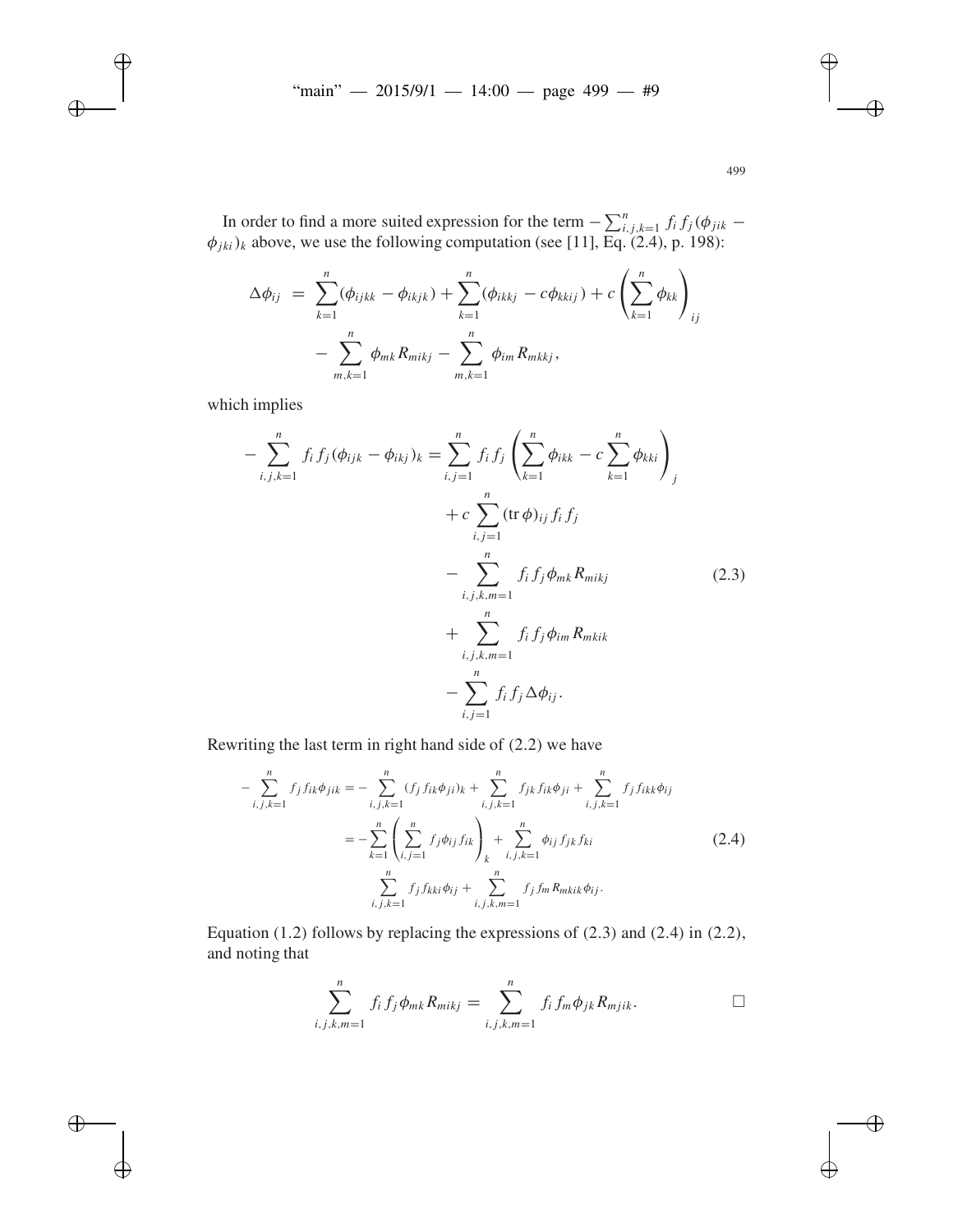In order to find a more suited expression for the term $-\sum_{i,j,k=1}^{n} f_i f_j (\phi_{jik} - \phi_{jki})_k$ above, we use the following computation (see [11], Eq. (2.4), p. 198):

$$
\begin{aligned}
\Delta \phi_{ij} \;=\; & \sum_{k=1}^{n} (\phi_{ijkk} - \phi_{ikjk}) + \sum_{k=1}^{n} (\phi_{ikkj} - c\phi_{kkij}) + c\left(\sum_{k=1}^{n} \phi_{kk}\right)_{ij} \\
& - \sum_{m,k=1}^{n} \phi_{mk} R_{mikj} - \sum_{m,k=1}^{n} \phi_{im} R_{mkkj},
\end{aligned}
$$

which implies

$$
\begin{aligned}
-\sum_{i,j,k=1}^{n} f_i f_j (\phi_{ijk} - \phi_{ikj})_k = & \sum_{i,j=1}^{n} f_i f_j \left( \sum_{k=1}^{n} \phi_{ikk} - c \sum_{k=1}^{n} \phi_{kki} \right)_j \\
& + c \sum_{i,j=1}^{n} (\operatorname{tr} \phi)_{ij} f_i f_j \\
& - \sum_{i,j,k,m=1}^{n} f_i f_j \phi_{mk} R_{mikj} \\
& + \sum_{i,j,k,m=1}^{n} f_i f_j \phi_{im} R_{mkik} \\
& - \sum_{i,j=1}^{n} f_i f_j \Delta \phi_{ij}.
\end{aligned}
\tag{2.3}
$$

Rewriting the last term in right hand side of (2.2) we have

$$
\begin{aligned}
-\sum_{i,j,k=1}^{n} f_j f_{ik} \phi_{jik} &= -\sum_{i,j,k=1}^{n} (f_j f_{ik} \phi_{ji})_k + \sum_{i,j,k=1}^{n} f_{jk} f_{ik} \phi_{ji} + \sum_{i,j,k=1}^{n} f_j f_{ikk} \phi_{ij} \\
&= -\sum_{k=1}^{n} \left( \sum_{i,j=1}^{n} f_j \phi_{ij} f_{ik} \right)_k + \sum_{i,j,k=1}^{n} \phi_{ij} f_{jk} f_{ki} \\
& \quad \sum_{i,j,k=1}^{n} f_j f_{kki} \phi_{ij} + \sum_{i,j,k,m=1}^{n} f_j f_m R_{mkik} \phi_{ij}.
\end{aligned}
\tag{2.4}
$$

Equation (1.2) follows by replacing the expressions of (2.3) and (2.4) in (2.2), and noting that

$$
\sum_{i,j,k,m=1}^{n} f_i f_j \phi_{mk} R_{mikj} = \sum_{i,j,k,m=1}^{n} f_i f_m \phi_{jk} R_{mjik}. \qquad \square
$$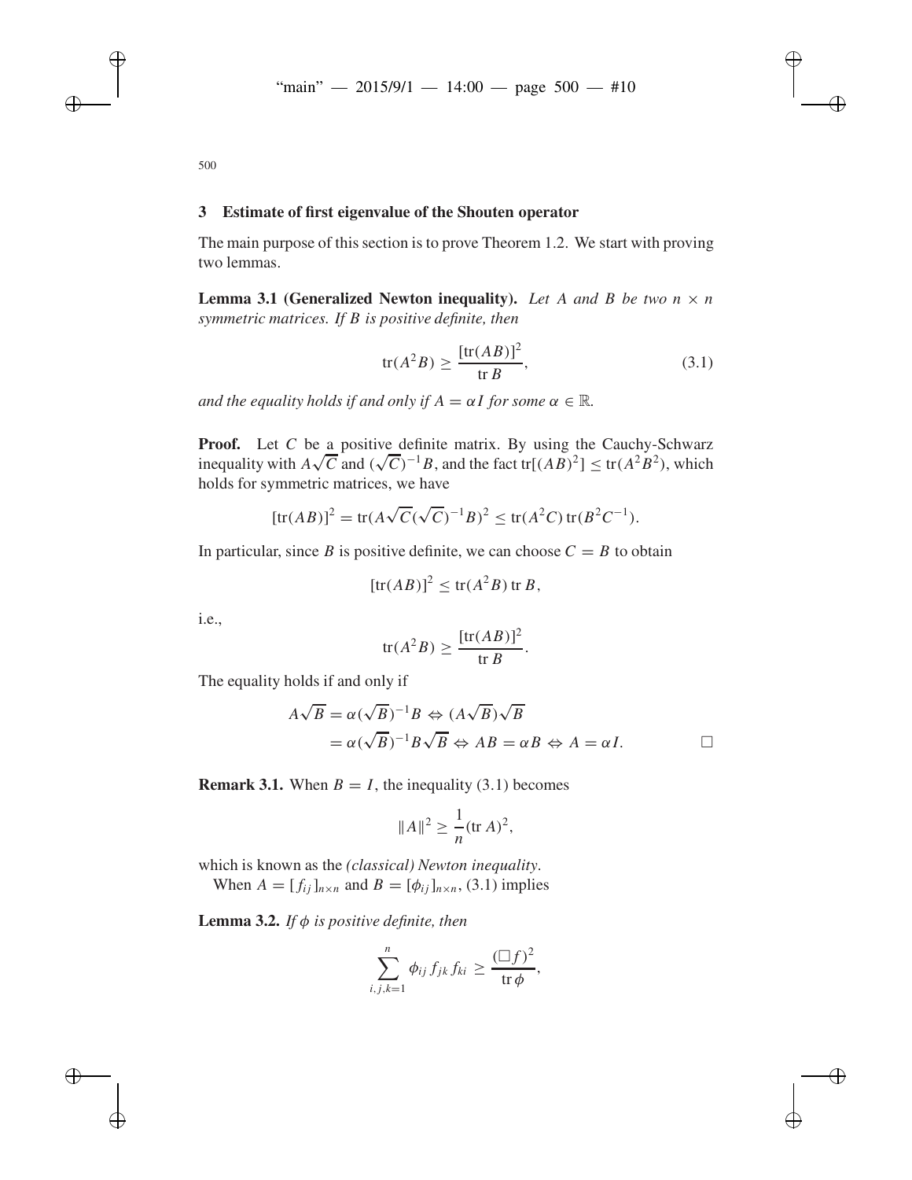## 3 Estimate of first eigenvalue of the Shouten operator

The main purpose of this section is to prove Theorem 1.2. We start with proving two lemmas.

**Lemma 3.1 (Generalized Newton inequality).** *Let $A$ and $B$ be two $n \times n$ symmetric matrices. If $B$ is positive definite, then*

$$\operatorname{tr}(A^2B) \geq \frac{[\operatorname{tr}(AB)]^2}{\operatorname{tr} B}, \tag{3.1}$$

*and the equality holds if and only if $A = \alpha I$ for some $\alpha \in \mathbb{R}$.*

**Proof.** Let $C$ be a positive definite matrix. By using the Cauchy-Schwarz inequality with $A\sqrt{C}$ and $(\sqrt{C})^{-1}B$, and the fact $\operatorname{tr}[(AB)^2] \leq \operatorname{tr}(A^2B^2)$, which holds for symmetric matrices, we have

$$[\operatorname{tr}(AB)]^2 = \operatorname{tr}(A\sqrt{C}(\sqrt{C})^{-1}B)^2 \leq \operatorname{tr}(A^2C)\operatorname{tr}(B^2C^{-1}).$$

In particular, since $B$ is positive definite, we can choose $C = B$ to obtain

$$[\operatorname{tr}(AB)]^2 \leq \operatorname{tr}(A^2B)\operatorname{tr} B,$$

i.e.,

$$\operatorname{tr}(A^2B) \geq \frac{[\operatorname{tr}(AB)]^2}{\operatorname{tr} B}.$$

The equality holds if and only if

$$\begin{aligned}
A\sqrt{B} = \alpha(\sqrt{B})^{-1}B &\Leftrightarrow (A\sqrt{B})\sqrt{B} \\
&= \alpha(\sqrt{B})^{-1}B\sqrt{B} \Leftrightarrow AB = \alpha B \Leftrightarrow A = \alpha I.
\end{aligned}$$

□

**Remark 3.1.** When $B = I$, the inequality (3.1) becomes

$$\|A\|^2 \geq \frac{1}{n}(\operatorname{tr} A)^2,$$

which is known as the *(classical) Newton inequality*.

When $A = [f_{ij}]_{n\times n}$ and $B = [\phi_{ij}]_{n\times n}$, (3.1) implies

**Lemma 3.2.** *If $\phi$ is positive definite, then*

$$\sum_{i,j,k=1}^{n} \phi_{ij} f_{jk} f_{ki} \geq \frac{(\Box f)^2}{\operatorname{tr} \phi},$$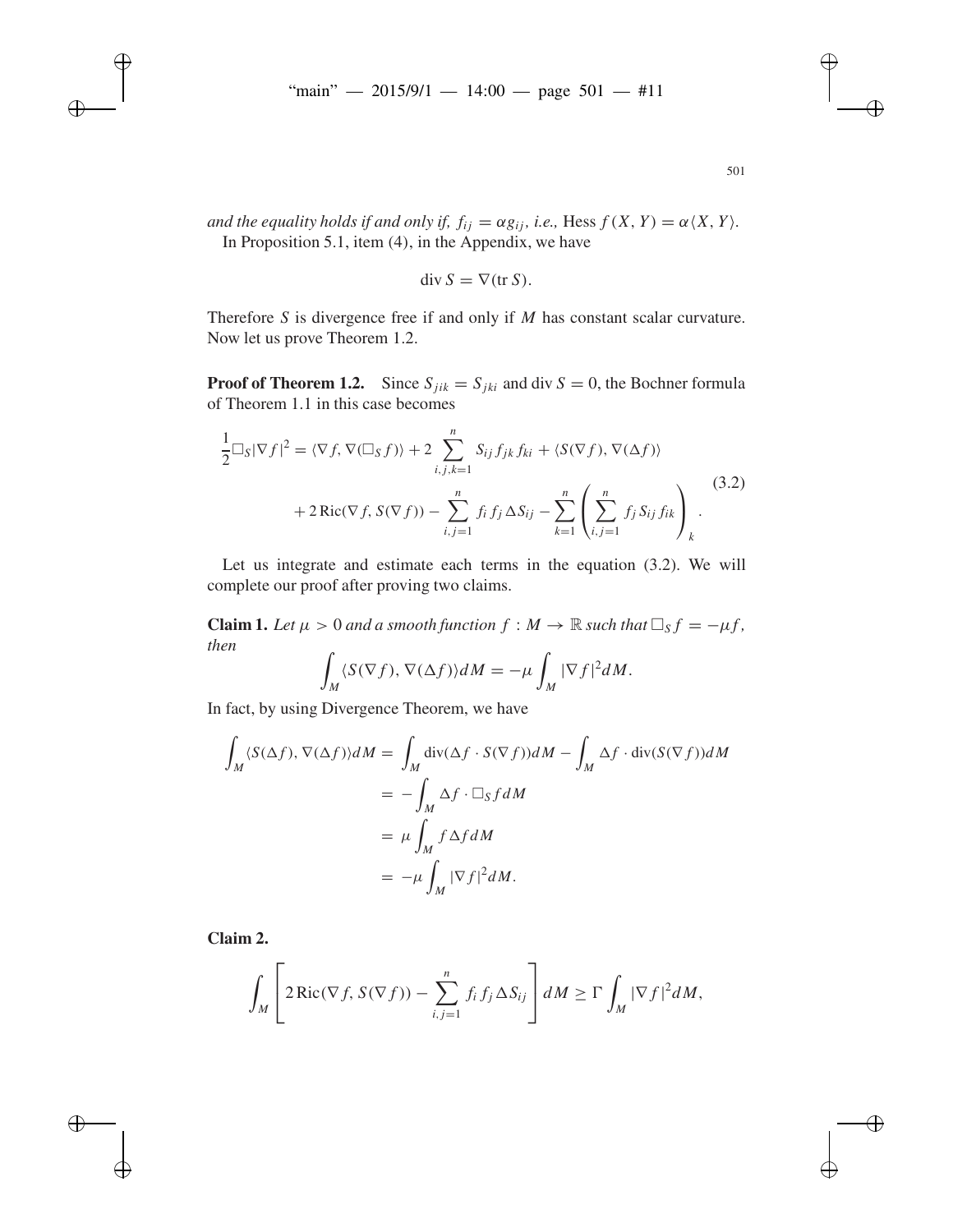*and the equality holds if and only if, $f_{ij} = \alpha g_{ij}$, i.e.,* $\operatorname{Hess} f(X, Y) = \alpha\langle X, Y\rangle$.

In Proposition 5.1, item (4), in the Appendix, we have

$$\operatorname{div} S = \nabla(\operatorname{tr} S).$$

Therefore $S$ is divergence free if and only if $M$ has constant scalar curvature. Now let us prove Theorem 1.2.

**Proof of Theorem 1.2.** Since $S_{jik} = S_{jki}$ and $\operatorname{div} S = 0$, the Bochner formula of Theorem 1.1 in this case becomes

$$\begin{aligned}
\frac{1}{2}\Box_S|\nabla f|^2 &= \langle \nabla f, \nabla(\Box_S f)\rangle + 2\sum_{i,j,k=1}^{n} S_{ij} f_{jk} f_{ki} + \langle S(\nabla f), \nabla(\Delta f)\rangle \\
&\quad + 2\operatorname{Ric}(\nabla f, S(\nabla f)) - \sum_{i,j=1}^{n} f_i f_j \Delta S_{ij} - \sum_{k=1}^{n}\left(\sum_{i,j=1}^{n} f_j S_{ij} f_{ik}\right)_k .
\end{aligned} \tag{3.2}$$

Let us integrate and estimate each terms in the equation (3.2). We will complete our proof after proving two claims.

**Claim 1.** *Let $\mu > 0$ and a smooth function $f : M \to \mathbb{R}$ such that $\Box_S f = -\mu f$, then*

$$\int_M \langle S(\nabla f), \nabla(\Delta f)\rangle dM = -\mu \int_M |\nabla f|^2 dM.$$

In fact, by using Divergence Theorem, we have

$$\begin{aligned}
\int_M \langle S(\Delta f), \nabla(\Delta f)\rangle dM &= \int_M \operatorname{div}(\Delta f \cdot S(\nabla f)) dM - \int_M \Delta f \cdot \operatorname{div}(S(\nabla f)) dM \\
&= -\int_M \Delta f \cdot \Box_S f \, dM \\
&= \mu \int_M f \Delta f \, dM \\
&= -\mu \int_M |\nabla f|^2 dM.
\end{aligned}$$

**Claim 2.**

$$\int_M \left[ 2\operatorname{Ric}(\nabla f, S(\nabla f)) - \sum_{i,j=1}^{n} f_i f_j \Delta S_{ij} \right] dM \geq \Gamma \int_M |\nabla f|^2 dM,$$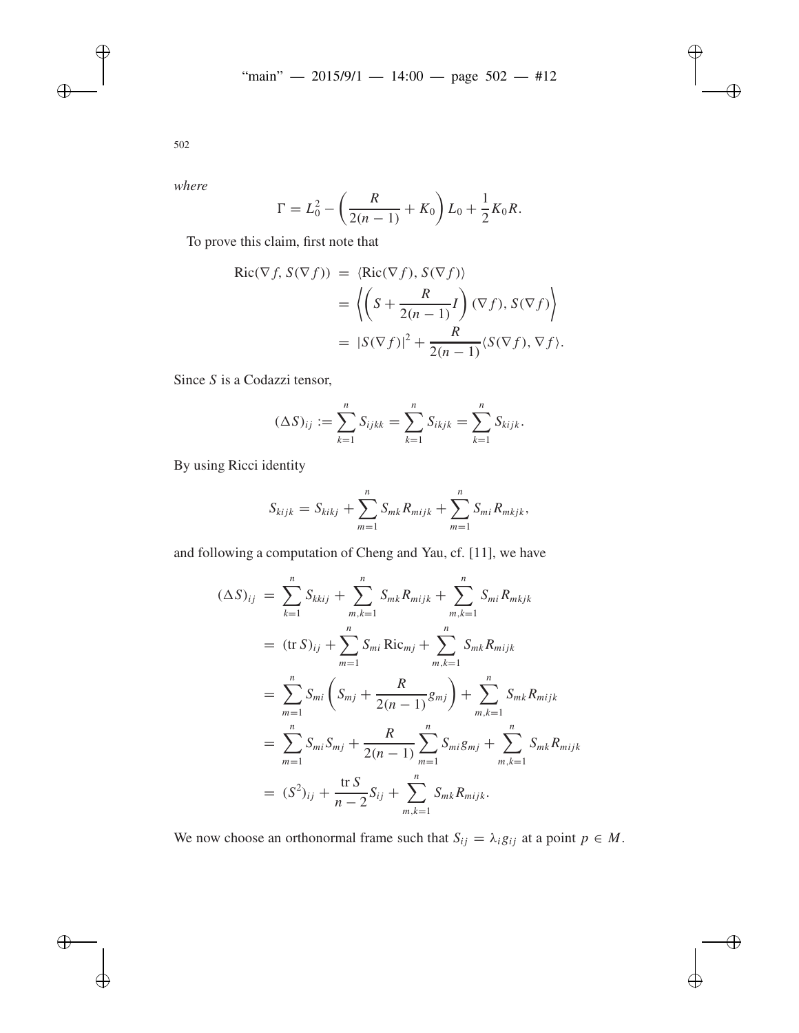*where*

$$\Gamma = L_0^2 - \left(\frac{R}{2(n-1)} + K_0\right) L_0 + \frac{1}{2} K_0 R.$$

To prove this claim, first note that

$$\begin{aligned}
\mathrm{Ric}(\nabla f, S(\nabla f)) &= \langle \mathrm{Ric}(\nabla f), S(\nabla f)\rangle \\
&= \left\langle \left(S + \frac{R}{2(n-1)} I\right)(\nabla f), S(\nabla f)\right\rangle \\
&= |S(\nabla f)|^2 + \frac{R}{2(n-1)} \langle S(\nabla f), \nabla f\rangle.
\end{aligned}$$

Since $S$ is a Codazzi tensor,

$$(\Delta S)_{ij} := \sum_{k=1}^{n} S_{ijkk} = \sum_{k=1}^{n} S_{ikjk} = \sum_{k=1}^{n} S_{kijk}.$$

By using Ricci identity

$$S_{kijk} = S_{kikj} + \sum_{m=1}^{n} S_{mk} R_{mijk} + \sum_{m=1}^{n} S_{mi} R_{mkjk},$$

and following a computation of Cheng and Yau, cf. [11], we have

$$\begin{aligned}
(\Delta S)_{ij} &= \sum_{k=1}^{n} S_{kkij} + \sum_{m,k=1}^{n} S_{mk} R_{mijk} + \sum_{m,k=1}^{n} S_{mi} R_{mkjk} \\
&= (\operatorname{tr} S)_{ij} + \sum_{m=1}^{n} S_{mi} \,\mathrm{Ric}_{mj} + \sum_{m,k=1}^{n} S_{mk} R_{mijk} \\
&= \sum_{m=1}^{n} S_{mi} \left(S_{mj} + \frac{R}{2(n-1)} g_{mj}\right) + \sum_{m,k=1}^{n} S_{mk} R_{mijk} \\
&= \sum_{m=1}^{n} S_{mi} S_{mj} + \frac{R}{2(n-1)} \sum_{m=1}^{n} S_{mi} g_{mj} + \sum_{m,k=1}^{n} S_{mk} R_{mijk} \\
&= (S^2)_{ij} + \frac{\operatorname{tr} S}{n-2} S_{ij} + \sum_{m,k=1}^{n} S_{mk} R_{mijk}.
\end{aligned}$$

We now choose an orthonormal frame such that $S_{ij} = \lambda_i g_{ij}$ at a point $p \in M$.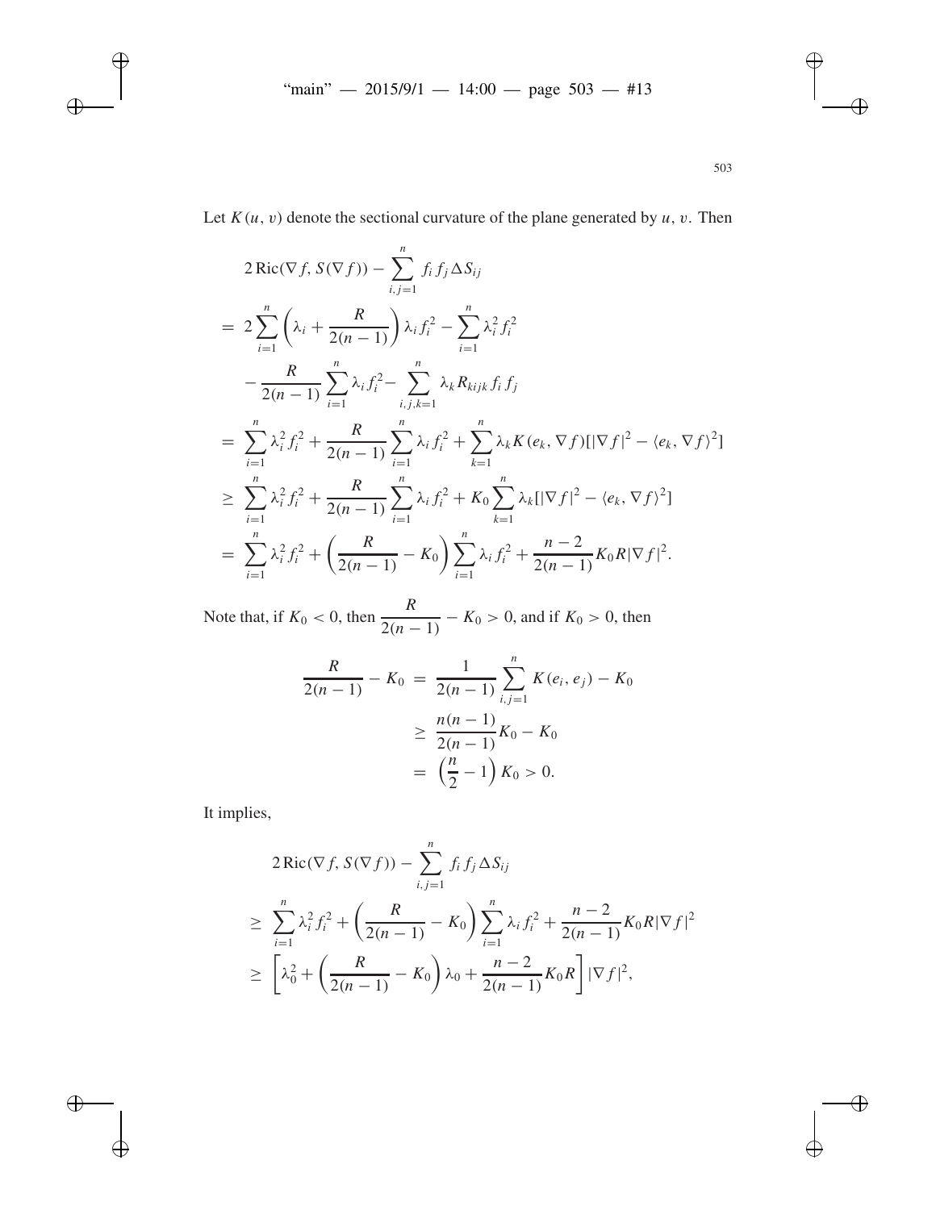Let $K(u, v)$ denote the sectional curvature of the plane generated by $u$, $v$. Then

$$
\begin{aligned}
& 2\,\mathrm{Ric}(\nabla f, S(\nabla f)) - \sum_{i,j=1}^{n} f_i f_j \Delta S_{ij} \\
= \;& 2\sum_{i=1}^{n} \left(\lambda_i + \frac{R}{2(n-1)}\right) \lambda_i f_i^2 - \sum_{i=1}^{n} \lambda_i^2 f_i^2 \\
& - \frac{R}{2(n-1)} \sum_{i=1}^{n} \lambda_i f_i^2 - \sum_{i,j,k=1}^{n} \lambda_k R_{kijk} f_i f_j \\
= \;& \sum_{i=1}^{n} \lambda_i^2 f_i^2 + \frac{R}{2(n-1)} \sum_{i=1}^{n} \lambda_i f_i^2 + \sum_{k=1}^{n} \lambda_k K(e_k, \nabla f)[|\nabla f|^2 - \langle e_k, \nabla f\rangle^2] \\
\geq \;& \sum_{i=1}^{n} \lambda_i^2 f_i^2 + \frac{R}{2(n-1)} \sum_{i=1}^{n} \lambda_i f_i^2 + K_0 \sum_{k=1}^{n} \lambda_k [|\nabla f|^2 - \langle e_k, \nabla f\rangle^2] \\
= \;& \sum_{i=1}^{n} \lambda_i^2 f_i^2 + \left(\frac{R}{2(n-1)} - K_0\right) \sum_{i=1}^{n} \lambda_i f_i^2 + \frac{n-2}{2(n-1)} K_0 R |\nabla f|^2.
\end{aligned}
$$

Note that, if $K_0 < 0$, then $\dfrac{R}{2(n-1)} - K_0 > 0$, and if $K_0 > 0$, then

$$
\begin{aligned}
\frac{R}{2(n-1)} - K_0 \;&=\; \frac{1}{2(n-1)} \sum_{i,j=1}^{n} K(e_i, e_j) - K_0 \\
&\geq\; \frac{n(n-1)}{2(n-1)} K_0 - K_0 \\
&=\; \left(\frac{n}{2} - 1\right) K_0 > 0.
\end{aligned}
$$

It implies,

$$
\begin{aligned}
& 2\,\mathrm{Ric}(\nabla f, S(\nabla f)) - \sum_{i,j=1}^{n} f_i f_j \Delta S_{ij} \\
\geq \;& \sum_{i=1}^{n} \lambda_i^2 f_i^2 + \left(\frac{R}{2(n-1)} - K_0\right) \sum_{i=1}^{n} \lambda_i f_i^2 + \frac{n-2}{2(n-1)} K_0 R |\nabla f|^2 \\
\geq \;& \left[\lambda_0^2 + \left(\frac{R}{2(n-1)} - K_0\right) \lambda_0 + \frac{n-2}{2(n-1)} K_0 R\right] |\nabla f|^2,
\end{aligned}
$$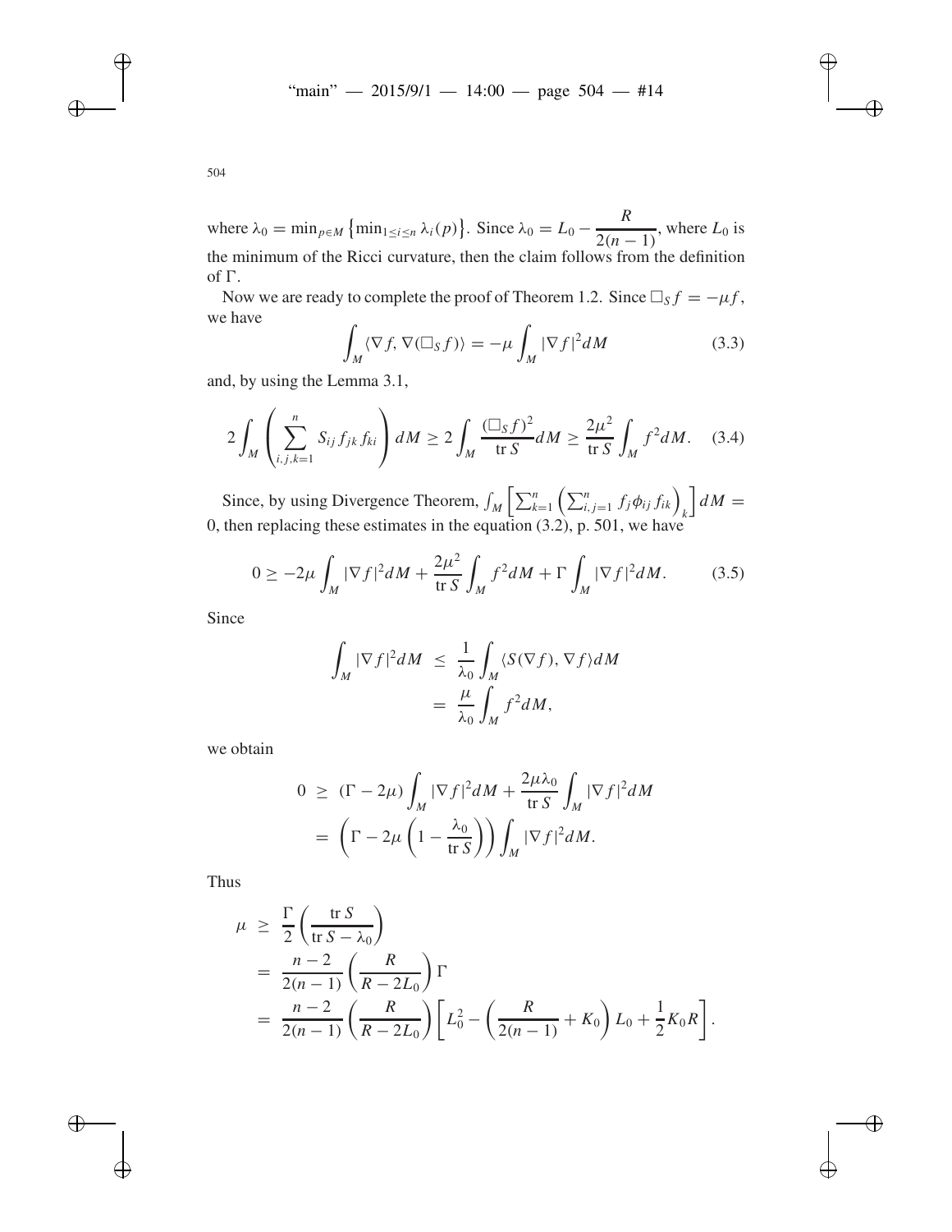where $\lambda_0 = \min_{p\in M}\left\{\min_{1\le i\le n}\lambda_i(p)\right\}$. Since $\lambda_0 = L_0 - \dfrac{R}{2(n-1)}$, where $L_0$ is the minimum of the Ricci curvature, then the claim follows from the definition of $\Gamma$.

Now we are ready to complete the proof of Theorem 1.2. Since $\Box_S f = -\mu f$, we have

$$\int_M \langle \nabla f, \nabla(\Box_S f)\rangle = -\mu \int_M |\nabla f|^2 dM \tag{3.3}$$

and, by using the Lemma 3.1,

$$2\int_M \left(\sum_{i,j,k=1}^{n} S_{ij} f_{jk} f_{ki}\right) dM \ge 2\int_M \frac{(\Box_S f)^2}{\operatorname{tr} S} dM \ge \frac{2\mu^2}{\operatorname{tr} S}\int_M f^2 dM. \tag{3.4}$$

Since, by using Divergence Theorem, $\int_M \left[\sum_{k=1}^{n}\left(\sum_{i,j=1}^{n} f_j \phi_{ij} f_{ik}\right)_k\right] dM = 0$, then replacing these estimates in the equation (3.2), p. 501, we have

$$0 \ge -2\mu \int_M |\nabla f|^2 dM + \frac{2\mu^2}{\operatorname{tr} S}\int_M f^2 dM + \Gamma \int_M |\nabla f|^2 dM. \tag{3.5}$$

Since

$$\begin{aligned}
\int_M |\nabla f|^2 dM &\le \frac{1}{\lambda_0}\int_M \langle S(\nabla f), \nabla f\rangle dM \\
&= \frac{\mu}{\lambda_0}\int_M f^2 dM,
\end{aligned}$$

we obtain

$$\begin{aligned}
0 &\ge (\Gamma - 2\mu)\int_M |\nabla f|^2 dM + \frac{2\mu\lambda_0}{\operatorname{tr} S}\int_M |\nabla f|^2 dM \\
&= \left(\Gamma - 2\mu\left(1 - \frac{\lambda_0}{\operatorname{tr} S}\right)\right)\int_M |\nabla f|^2 dM.
\end{aligned}$$

Thus

$$\begin{aligned}
\mu &\ge \frac{\Gamma}{2}\left(\frac{\operatorname{tr} S}{\operatorname{tr} S - \lambda_0}\right) \\
&= \frac{n-2}{2(n-1)}\left(\frac{R}{R - 2L_0}\right)\Gamma \\
&= \frac{n-2}{2(n-1)}\left(\frac{R}{R - 2L_0}\right)\left[L_0^2 - \left(\frac{R}{2(n-1)} + K_0\right)L_0 + \frac{1}{2}K_0 R\right].
\end{aligned}$$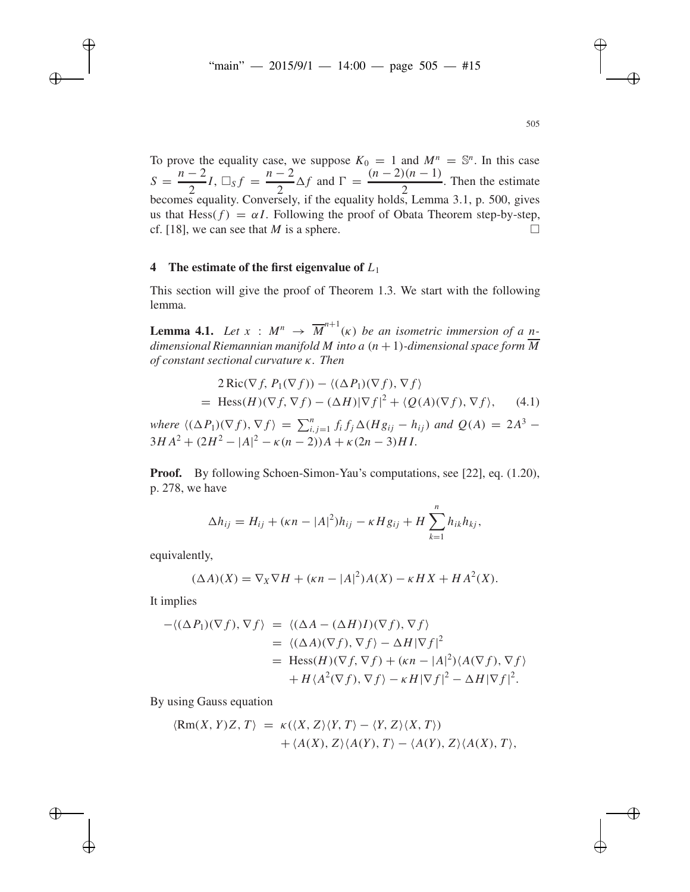To prove the equality case, we suppose $K_0 = 1$ and $M^n = \mathbb{S}^n$. In this case $S = \dfrac{n-2}{2}I$, $\Box_S f = \dfrac{n-2}{2}\Delta f$ and $\Gamma = \dfrac{(n-2)(n-1)}{2}$. Then the estimate becomes equality. Conversely, if the equality holds, Lemma 3.1, p. 500, gives us that $\mathrm{Hess}(f) = \alpha I$. Following the proof of Obata Theorem step-by-step, cf. [18], we can see that $M$ is a sphere. $\square$

## 4 The estimate of the first eigenvalue of $L_1$

This section will give the proof of Theorem 1.3. We start with the following lemma.

**Lemma 4.1.** *Let $x : M^n \to \overline{M}^{n+1}(\kappa)$ be an isometric immersion of a $n$-dimensional Riemannian manifold $M$ into a $(n+1)$-dimensional space form $\overline{M}$ of constant sectional curvature $\kappa$. Then*

$$\begin{aligned} &2\,\mathrm{Ric}(\nabla f, P_1(\nabla f)) - \langle (\Delta P_1)(\nabla f), \nabla f\rangle \\ &= \mathrm{Hess}(H)(\nabla f, \nabla f) - (\Delta H)|\nabla f|^2 + \langle Q(A)(\nabla f), \nabla f\rangle, \qquad (4.1) \end{aligned}$$

*where $\langle (\Delta P_1)(\nabla f), \nabla f\rangle = \sum_{i,j=1}^n f_i f_j \Delta(Hg_{ij} - h_{ij})$ and $Q(A) = 2A^3 - 3HA^2 + (2H^2 - |A|^2 - \kappa(n-2))A + \kappa(2n-3)HI$.*

**Proof.** By following Schoen-Simon-Yau's computations, see [22], eq. (1.20), p. 278, we have

$$\Delta h_{ij} = H_{ij} + (\kappa n - |A|^2)h_{ij} - \kappa H g_{ij} + H\sum_{k=1}^n h_{ik}h_{kj},$$

equivalently,

$$(\Delta A)(X) = \nabla_X \nabla H + (\kappa n - |A|^2)A(X) - \kappa H X + HA^2(X).$$

It implies

$$\begin{aligned} -\langle (\Delta P_1)(\nabla f), \nabla f\rangle &= \langle (\Delta A - (\Delta H)I)(\nabla f), \nabla f\rangle \\ &= \langle (\Delta A)(\nabla f), \nabla f\rangle - \Delta H|\nabla f|^2 \\ &= \mathrm{Hess}(H)(\nabla f, \nabla f) + (\kappa n - |A|^2)\langle A(\nabla f), \nabla f\rangle \\ &\quad + H\langle A^2(\nabla f), \nabla f\rangle - \kappa H|\nabla f|^2 - \Delta H|\nabla f|^2. \end{aligned}$$

By using Gauss equation

$$\begin{aligned} \langle \mathrm{Rm}(X,Y)Z, T\rangle &= \kappa(\langle X, Z\rangle\langle Y, T\rangle - \langle Y, Z\rangle\langle X, T\rangle) \\ &\quad + \langle A(X), Z\rangle\langle A(Y), T\rangle - \langle A(Y), Z\rangle\langle A(X), T\rangle, \end{aligned}$$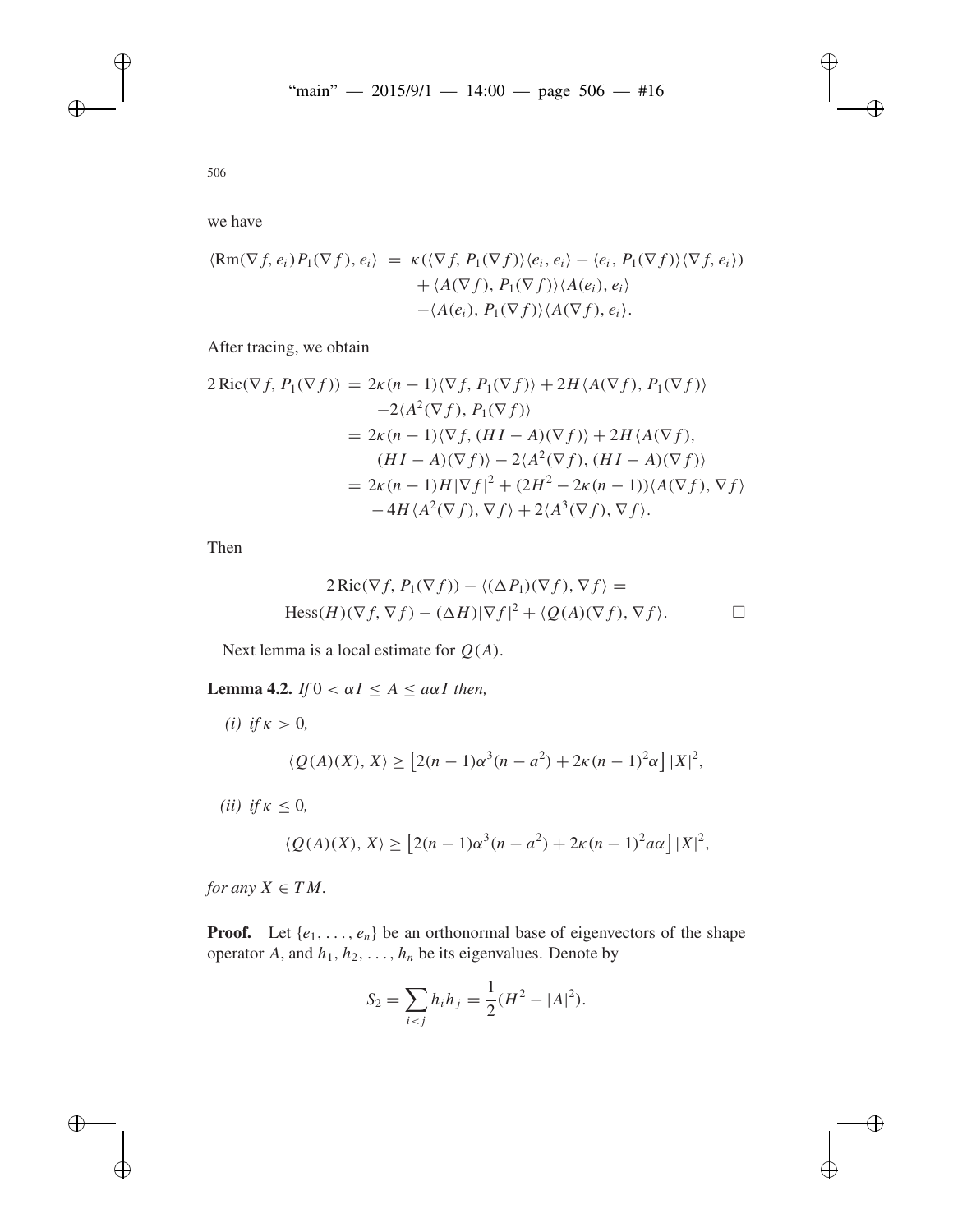we have

$$
\begin{aligned}
\langle \mathrm{Rm}(\nabla f, e_i) P_1(\nabla f), e_i \rangle \;=\; & \kappa(\langle \nabla f, P_1(\nabla f)\rangle \langle e_i, e_i\rangle - \langle e_i, P_1(\nabla f)\rangle\langle \nabla f, e_i\rangle) \\
& + \langle A(\nabla f), P_1(\nabla f)\rangle \langle A(e_i), e_i\rangle \\
& - \langle A(e_i), P_1(\nabla f)\rangle \langle A(\nabla f), e_i\rangle.
\end{aligned}
$$

After tracing, we obtain

$$
\begin{aligned}
2\,\mathrm{Ric}(\nabla f, P_1(\nabla f)) \;=\; & 2\kappa(n-1)\langle \nabla f, P_1(\nabla f)\rangle + 2H\langle A(\nabla f), P_1(\nabla f)\rangle \\
& - 2\langle A^2(\nabla f), P_1(\nabla f)\rangle \\
=\; & 2\kappa(n-1)\langle \nabla f, (HI - A)(\nabla f)\rangle + 2H\langle A(\nabla f), \\
& (HI - A)(\nabla f)\rangle - 2\langle A^2(\nabla f), (HI - A)(\nabla f)\rangle \\
=\; & 2\kappa(n-1)H|\nabla f|^2 + (2H^2 - 2\kappa(n-1))\langle A(\nabla f), \nabla f\rangle \\
& - 4H\langle A^2(\nabla f), \nabla f\rangle + 2\langle A^3(\nabla f), \nabla f\rangle.
\end{aligned}
$$

Then

$$
\begin{aligned}
& 2\,\mathrm{Ric}(\nabla f, P_1(\nabla f)) - \langle (\Delta P_1)(\nabla f), \nabla f\rangle = \\
& \mathrm{Hess}(H)(\nabla f, \nabla f) - (\Delta H)|\nabla f|^2 + \langle Q(A)(\nabla f), \nabla f\rangle. \qquad \square
\end{aligned}
$$

Next lemma is a local estimate for $Q(A)$.

**Lemma 4.2.** *If* $0 < \alpha I \leq A \leq a\alpha I$ *then,*

*(i) if* $\kappa > 0$*,*

$$
\langle Q(A)(X), X\rangle \geq \left[2(n-1)\alpha^3(n - a^2) + 2\kappa(n-1)^2\alpha\right]|X|^2,
$$

*(ii) if* $\kappa \leq 0$*,*

$$
\langle Q(A)(X), X\rangle \geq \left[2(n-1)\alpha^3(n - a^2) + 2\kappa(n-1)^2 a\alpha\right]|X|^2,
$$

*for any* $X \in TM$*.*

**Proof.** Let $\{e_1, \ldots, e_n\}$ be an orthonormal base of eigenvectors of the shape operator $A$, and $h_1, h_2, \ldots, h_n$ be its eigenvalues. Denote by

$$
S_2 = \sum_{i<j} h_i h_j = \frac{1}{2}(H^2 - |A|^2).
$$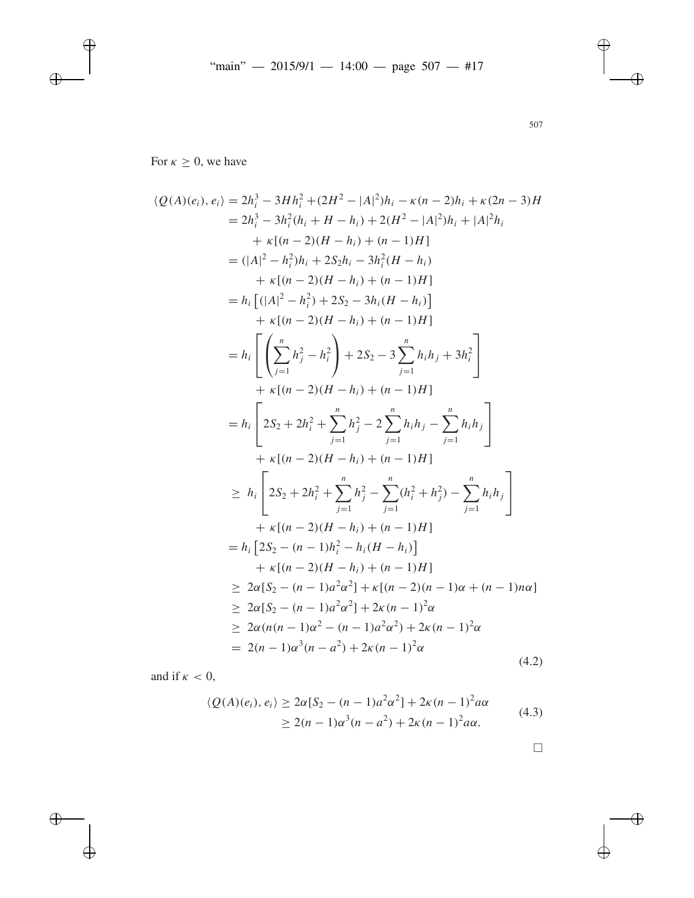For $\kappa \geq 0$, we have

$$
\begin{aligned}
\langle Q(A)(e_i), e_i\rangle &= 2h_i^3 - 3Hh_i^2 + (2H^2 - |A|^2)h_i - \kappa(n-2)h_i + \kappa(2n-3)H \\
&= 2h_i^3 - 3h_i^2(h_i + H - h_i) + 2(H^2 - |A|^2)h_i + |A|^2 h_i \\
&\quad + \kappa[(n-2)(H-h_i) + (n-1)H] \\
&= (|A|^2 - h_i^2)h_i + 2S_2 h_i - 3h_i^2(H - h_i) \\
&\quad + \kappa[(n-2)(H-h_i) + (n-1)H] \\
&= h_i\left[(|A|^2 - h_i^2) + 2S_2 - 3h_i(H-h_i)\right] \\
&\quad + \kappa[(n-2)(H-h_i) + (n-1)H] \\
&= h_i\left[\left(\sum_{j=1}^n h_j^2 - h_i^2\right) + 2S_2 - 3\sum_{j=1}^n h_i h_j + 3h_i^2\right] \\
&\quad + \kappa[(n-2)(H-h_i) + (n-1)H] \\
&= h_i\left[2S_2 + 2h_i^2 + \sum_{j=1}^n h_j^2 - 2\sum_{j=1}^n h_i h_j - \sum_{j=1}^n h_i h_j\right] \\
&\quad + \kappa[(n-2)(H-h_i) + (n-1)H] \\
&\geq\ h_i\left[2S_2 + 2h_i^2 + \sum_{j=1}^n h_j^2 - \sum_{j=1}^n (h_i^2 + h_j^2) - \sum_{j=1}^n h_i h_j\right] \\
&\quad + \kappa[(n-2)(H-h_i) + (n-1)H] \\
&= h_i\left[2S_2 - (n-1)h_i^2 - h_i(H-h_i)\right] \\
&\quad + \kappa[(n-2)(H-h_i) + (n-1)H] \\
&\geq\ 2\alpha[S_2 - (n-1)a^2\alpha^2] + \kappa[(n-2)(n-1)\alpha + (n-1)n\alpha] \\
&\geq\ 2\alpha[S_2 - (n-1)a^2\alpha^2] + 2\kappa(n-1)^2\alpha \\
&\geq\ 2\alpha(n(n-1)\alpha^2 - (n-1)a^2\alpha^2) + 2\kappa(n-1)^2\alpha \\
&=\ 2(n-1)\alpha^3(n-a^2) + 2\kappa(n-1)^2\alpha
\end{aligned} \tag{4.2}
$$

and if $\kappa < 0$,

$$
\begin{aligned}
\langle Q(A)(e_i), e_i\rangle &\geq 2\alpha[S_2 - (n-1)a^2\alpha^2] + 2\kappa(n-1)^2 a\alpha \\
&\geq 2(n-1)\alpha^3(n-a^2) + 2\kappa(n-1)^2 a\alpha.
\end{aligned} \tag{4.3}
$$

□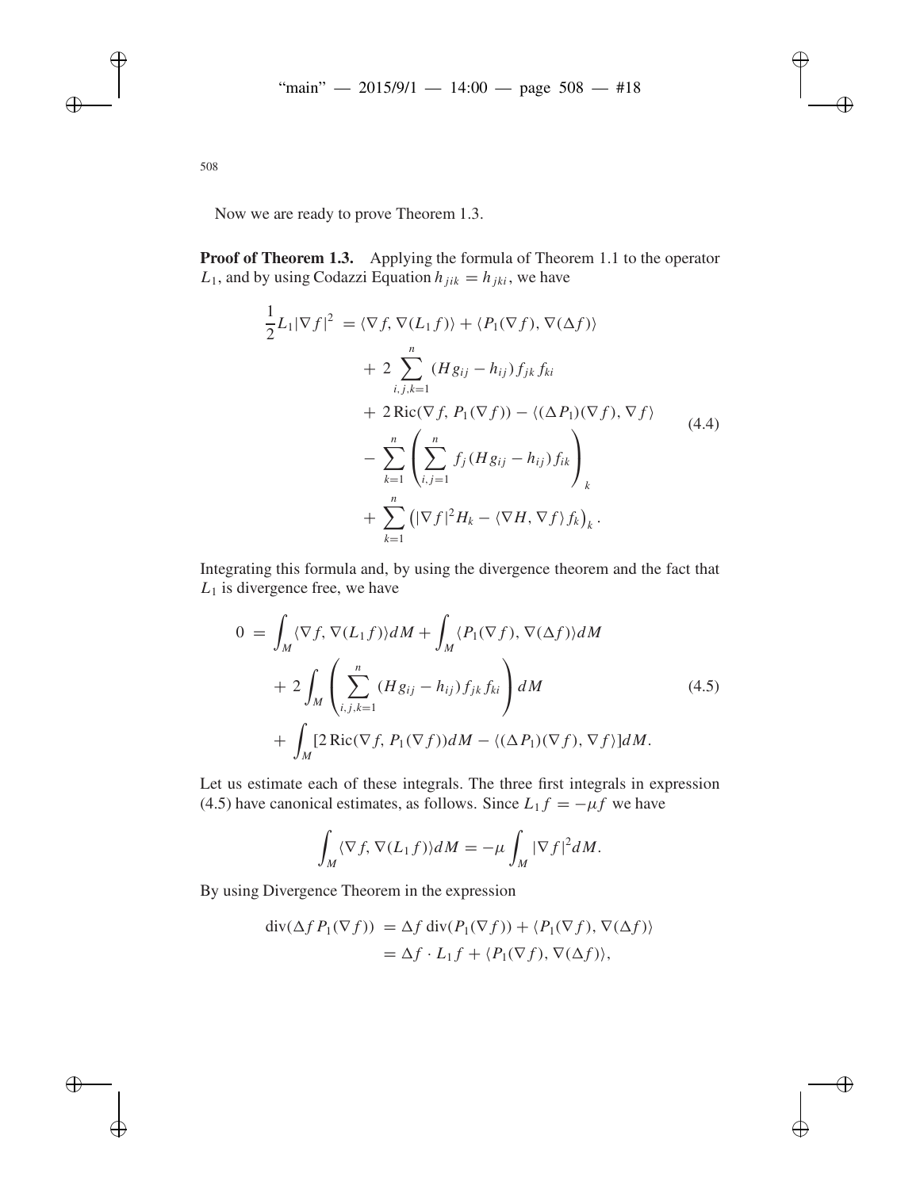Now we are ready to prove Theorem 1.3.

**Proof of Theorem 1.3.** Applying the formula of Theorem 1.1 to the operator $L_1$, and by using Codazzi Equation $h_{jik} = h_{jki}$, we have

$$
\begin{aligned}
\frac{1}{2} L_1 |\nabla f|^2 &= \langle \nabla f, \nabla(L_1 f)\rangle + \langle P_1(\nabla f), \nabla(\Delta f)\rangle \\
&\quad + 2 \sum_{i,j,k=1}^{n} (H g_{ij} - h_{ij}) f_{jk} f_{ki} \\
&\quad + 2 \operatorname{Ric}(\nabla f, P_1(\nabla f)) - \langle (\Delta P_1)(\nabla f), \nabla f\rangle \\
&\quad - \sum_{k=1}^{n} \left( \sum_{i,j=1}^{n} f_j (H g_{ij} - h_{ij}) f_{ik} \right)_k \\
&\quad + \sum_{k=1}^{n} \left( |\nabla f|^2 H_k - \langle \nabla H, \nabla f\rangle f_k \right)_k .
\end{aligned}
\tag{4.4}
$$

Integrating this formula and, by using the divergence theorem and the fact that $L_1$ is divergence free, we have

$$
\begin{aligned}
0 &= \int_M \langle \nabla f, \nabla(L_1 f)\rangle dM + \int_M \langle P_1(\nabla f), \nabla(\Delta f)\rangle dM \\
&\quad + 2 \int_M \left( \sum_{i,j,k=1}^{n} (H g_{ij} - h_{ij}) f_{jk} f_{ki} \right) dM \\
&\quad + \int_M [2 \operatorname{Ric}(\nabla f, P_1(\nabla f)) dM - \langle (\Delta P_1)(\nabla f), \nabla f\rangle] dM.
\end{aligned}
\tag{4.5}
$$

Let us estimate each of these integrals. The three first integrals in expression (4.5) have canonical estimates, as follows. Since $L_1 f = -\mu f$ we have

$$
\int_M \langle \nabla f, \nabla(L_1 f)\rangle dM = -\mu \int_M |\nabla f|^2 dM.
$$

By using Divergence Theorem in the expression

$$
\begin{aligned}
\operatorname{div}(\Delta f P_1(\nabla f)) &= \Delta f \operatorname{div}(P_1(\nabla f)) + \langle P_1(\nabla f), \nabla(\Delta f)\rangle \\
&= \Delta f \cdot L_1 f + \langle P_1(\nabla f), \nabla(\Delta f)\rangle,
\end{aligned}
$$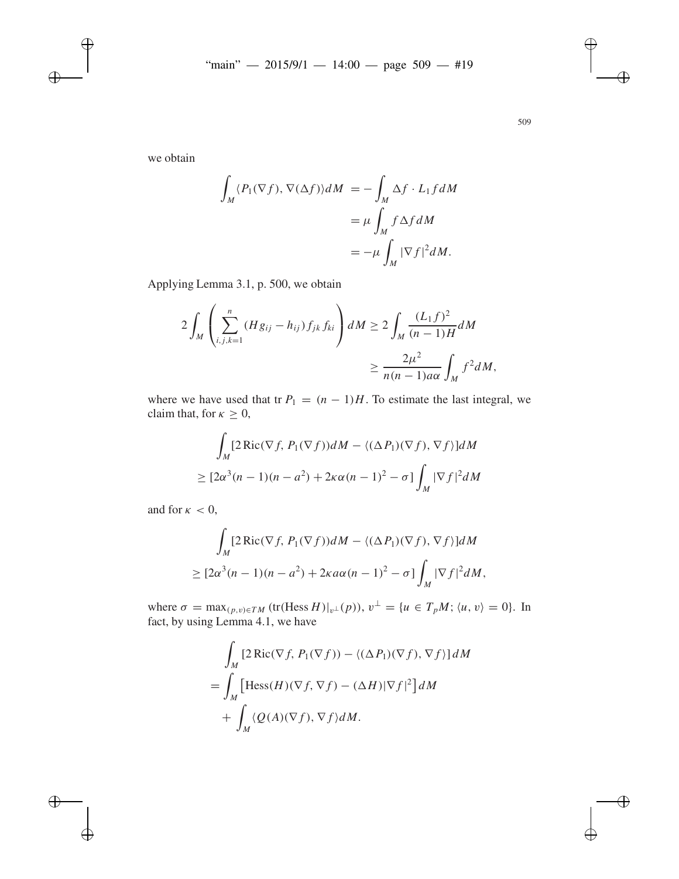we obtain

$$\int_M \langle P_1(\nabla f), \nabla(\Delta f)\rangle dM = -\int_M \Delta f \cdot L_1 f dM$$
$$= \mu \int_M f \Delta f dM$$
$$= -\mu \int_M |\nabla f|^2 dM.$$

Applying Lemma 3.1, p. 500, we obtain

$$2\int_M \left( \sum_{i,j,k=1}^{n} (H g_{ij} - h_{ij}) f_{jk} f_{ki} \right) dM \geq 2\int_M \frac{(L_1 f)^2}{(n-1)H} dM$$
$$\geq \frac{2\mu^2}{n(n-1)a\alpha} \int_M f^2 dM,$$

where we have used that $\operatorname{tr} P_1 = (n-1)H$. To estimate the last integral, we claim that, for $\kappa \geq 0$,

$$\int_M [2\operatorname{Ric}(\nabla f, P_1(\nabla f))dM - \langle (\Delta P_1)(\nabla f), \nabla f\rangle]dM$$
$$\geq [2\alpha^3(n-1)(n-a^2) + 2\kappa\alpha(n-1)^2 - \sigma] \int_M |\nabla f|^2 dM$$

and for $\kappa < 0$,

$$\int_M [2\operatorname{Ric}(\nabla f, P_1(\nabla f))dM - \langle (\Delta P_1)(\nabla f), \nabla f\rangle]dM$$
$$\geq [2\alpha^3(n-1)(n-a^2) + 2\kappa a\alpha(n-1)^2 - \sigma] \int_M |\nabla f|^2 dM,$$

where $\sigma = \max_{(p,v)\in TM} (\operatorname{tr}(\operatorname{Hess} H)|_{v^\perp}(p))$, $v^\perp = \{u \in T_pM; \langle u, v\rangle = 0\}$. In fact, by using Lemma 4.1, we have

$$\int_M [2\operatorname{Ric}(\nabla f, P_1(\nabla f)) - \langle (\Delta P_1)(\nabla f), \nabla f\rangle] dM$$
$$= \int_M \left[\operatorname{Hess}(H)(\nabla f, \nabla f) - (\Delta H)|\nabla f|^2\right] dM$$
$$+ \int_M \langle Q(A)(\nabla f), \nabla f\rangle dM.$$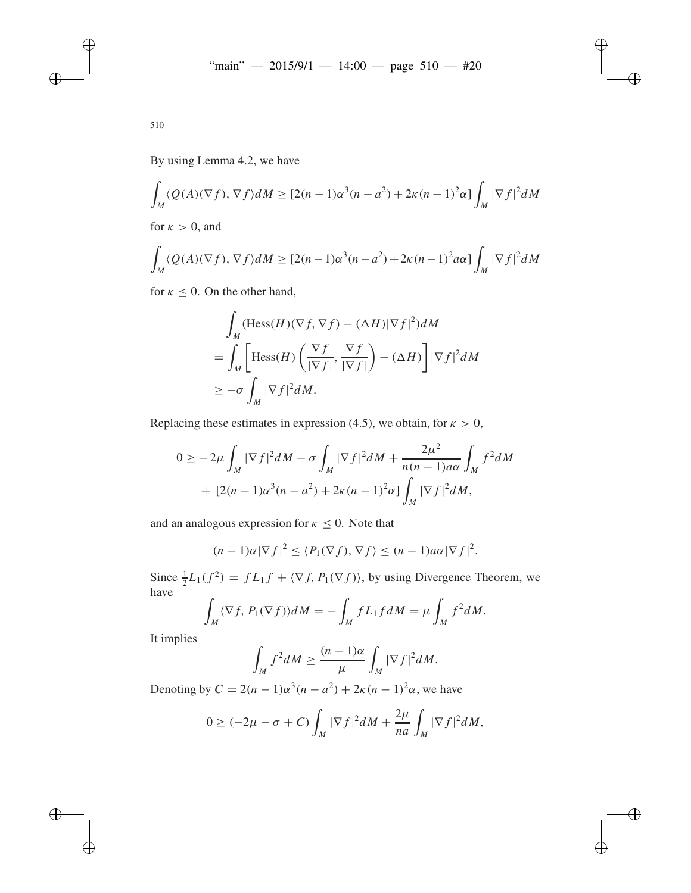By using Lemma 4.2, we have

$$\int_M \langle Q(A)(\nabla f), \nabla f \rangle dM \geq [2(n-1)\alpha^3(n-a^2) + 2\kappa(n-1)^2\alpha] \int_M |\nabla f|^2 dM$$

for $\kappa > 0$, and

$$\int_M \langle Q(A)(\nabla f), \nabla f \rangle dM \geq [2(n-1)\alpha^3(n-a^2) + 2\kappa(n-1)^2 a\alpha] \int_M |\nabla f|^2 dM$$

for $\kappa \leq 0$. On the other hand,

$$\begin{aligned}
&\int_M (\text{Hess}(H)(\nabla f, \nabla f) - (\Delta H)|\nabla f|^2) dM \\
&= \int_M \left[ \text{Hess}(H)\left(\frac{\nabla f}{|\nabla f|}, \frac{\nabla f}{|\nabla f|}\right) - (\Delta H) \right] |\nabla f|^2 dM \\
&\geq -\sigma \int_M |\nabla f|^2 dM.
\end{aligned}$$

Replacing these estimates in expression (4.5), we obtain, for $\kappa > 0$,

$$\begin{aligned}
0 \geq & -2\mu \int_M |\nabla f|^2 dM - \sigma \int_M |\nabla f|^2 dM + \frac{2\mu^2}{n(n-1)a\alpha} \int_M f^2 dM \\
& + [2(n-1)\alpha^3(n-a^2) + 2\kappa(n-1)^2\alpha] \int_M |\nabla f|^2 dM,
\end{aligned}$$

and an analogous expression for $\kappa \leq 0$. Note that

$$(n-1)\alpha|\nabla f|^2 \leq \langle P_1(\nabla f), \nabla f \rangle \leq (n-1)a\alpha|\nabla f|^2.$$

Since $\frac{1}{2}L_1(f^2) = fL_1 f + \langle \nabla f, P_1(\nabla f) \rangle$, by using Divergence Theorem, we have

$$\int_M \langle \nabla f, P_1(\nabla f) \rangle dM = -\int_M f L_1 f dM = \mu \int_M f^2 dM.$$

It implies

$$\int_M f^2 dM \geq \frac{(n-1)\alpha}{\mu} \int_M |\nabla f|^2 dM.$$

Denoting by $C = 2(n-1)\alpha^3(n-a^2) + 2\kappa(n-1)^2\alpha$, we have

$$0 \geq (-2\mu - \sigma + C) \int_M |\nabla f|^2 dM + \frac{2\mu}{na} \int_M |\nabla f|^2 dM,$$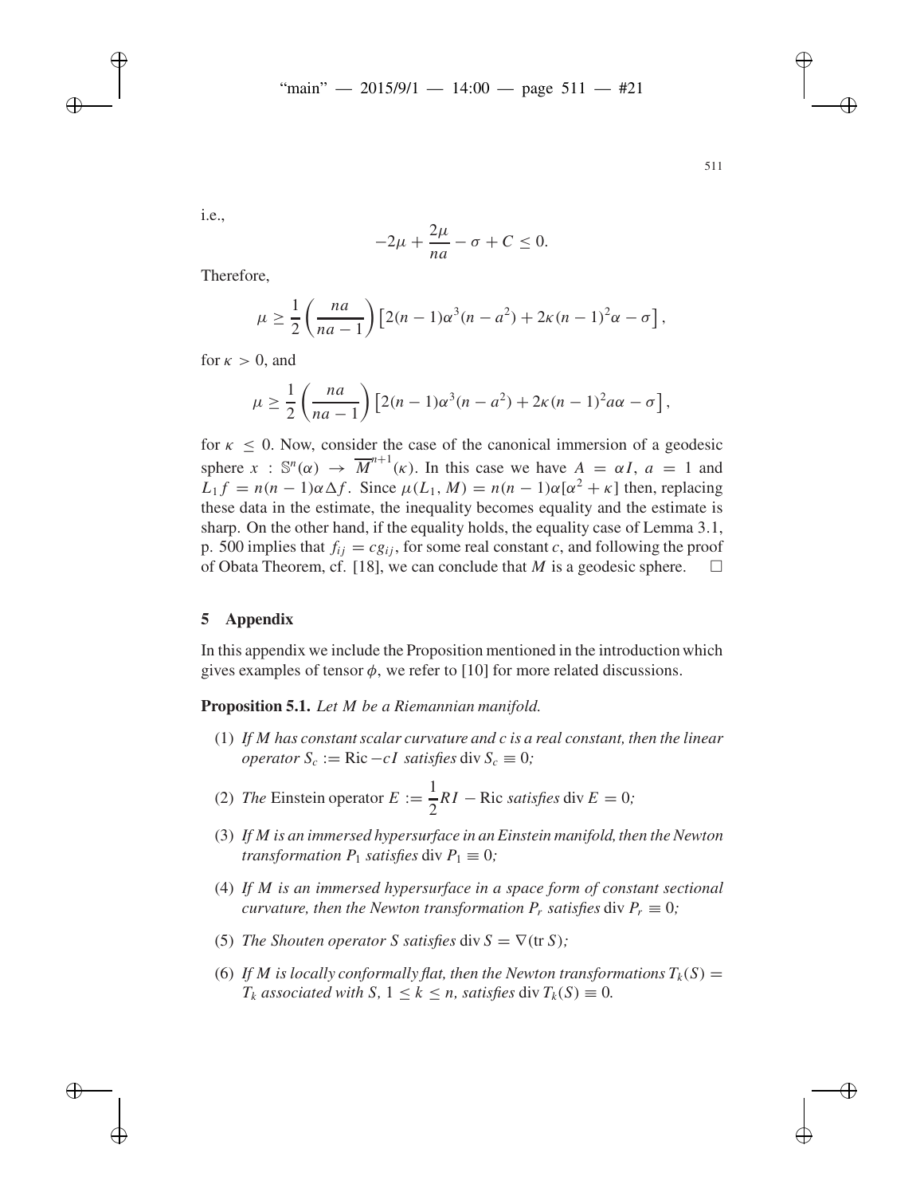i.e.,

$$-2\mu + \frac{2\mu}{na} - \sigma + C \leq 0.$$

Therefore,

$$\mu \geq \frac{1}{2}\left(\frac{na}{na-1}\right)\left[2(n-1)\alpha^3(n-a^2) + 2\kappa(n-1)^2\alpha - \sigma\right],$$

for $\kappa > 0$, and

$$\mu \geq \frac{1}{2}\left(\frac{na}{na-1}\right)\left[2(n-1)\alpha^3(n-a^2) + 2\kappa(n-1)^2 a\alpha - \sigma\right],$$

for $\kappa \leq 0$. Now, consider the case of the canonical immersion of a geodesic sphere $x : \mathbb{S}^n(\alpha) \to \overline{M}^{n+1}(\kappa)$. In this case we have $A = \alpha I$, $a = 1$ and $L_1 f = n(n-1)\alpha\Delta f$. Since $\mu(L_1, M) = n(n-1)\alpha[\alpha^2 + \kappa]$ then, replacing these data in the estimate, the inequality becomes equality and the estimate is sharp. On the other hand, if the equality holds, the equality case of Lemma 3.1, p. 500 implies that $f_{ij} = cg_{ij}$, for some real constant $c$, and following the proof of Obata Theorem, cf. [18], we can conclude that $M$ is a geodesic sphere. □

## 5 Appendix

In this appendix we include the Proposition mentioned in the introduction which gives examples of tensor $\phi$, we refer to [10] for more related discussions.

**Proposition 5.1.** *Let $M$ be a Riemannian manifold.*

1. *If $M$ has constant scalar curvature and $c$ is a real constant, then the linear operator $S_c := \mathrm{Ric} - cI$ satisfies $\operatorname{div} S_c \equiv 0$;*
2. *The* Einstein operator $E := \frac{1}{2}RI - \mathrm{Ric}$ *satisfies* $\operatorname{div} E = 0$*;*
3. *If $M$ is an immersed hypersurface in an Einstein manifold, then the Newton transformation $P_1$ satisfies $\operatorname{div} P_1 \equiv 0$;*
4. *If $M$ is an immersed hypersurface in a space form of constant sectional curvature, then the Newton transformation $P_r$ satisfies $\operatorname{div} P_r \equiv 0$;*
5. *The Shouten operator $S$ satisfies $\operatorname{div} S = \nabla(\operatorname{tr} S)$;*
6. *If $M$ is locally conformally flat, then the Newton transformations $T_k(S) = T_k$ associated with $S$, $1 \leq k \leq n$, satisfies $\operatorname{div} T_k(S) \equiv 0$.*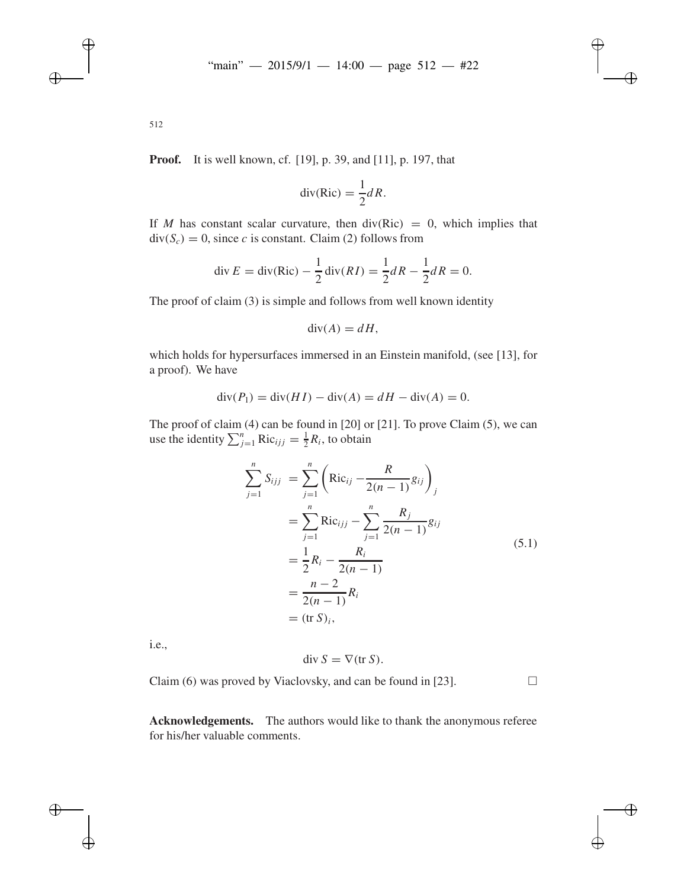**Proof.** It is well known, cf. [19], p. 39, and [11], p. 197, that

$$\operatorname{div}(\mathrm{Ric}) = \frac{1}{2}dR.$$

If $M$ has constant scalar curvature, then $\operatorname{div}(\mathrm{Ric}) = 0$, which implies that $\operatorname{div}(S_c) = 0$, since $c$ is constant. Claim (2) follows from

$$\operatorname{div} E = \operatorname{div}(\mathrm{Ric}) - \frac{1}{2}\operatorname{div}(RI) = \frac{1}{2}dR - \frac{1}{2}dR = 0.$$

The proof of claim (3) is simple and follows from well known identity

$$\operatorname{div}(A) = dH,$$

which holds for hypersurfaces immersed in an Einstein manifold, (see [13], for a proof). We have

$$\operatorname{div}(P_1) = \operatorname{div}(HI) - \operatorname{div}(A) = dH - \operatorname{div}(A) = 0.$$

The proof of claim (4) can be found in [20] or [21]. To prove Claim (5), we can use the identity $\sum_{j=1}^{n} \mathrm{Ric}_{ijj} = \frac{1}{2}R_i$, to obtain

$$\begin{aligned}
\sum_{j=1}^{n} S_{ijj} &= \sum_{j=1}^{n} \left( \mathrm{Ric}_{ij} - \frac{R}{2(n-1)} g_{ij} \right)_j \\
&= \sum_{j=1}^{n} \mathrm{Ric}_{ijj} - \sum_{j=1}^{n} \frac{R_j}{2(n-1)} g_{ij} \\
&= \frac{1}{2}R_i - \frac{R_i}{2(n-1)} \\
&= \frac{n-2}{2(n-1)} R_i \\
&= (\operatorname{tr} S)_i,
\end{aligned} \tag{5.1}$$

i.e.,

$$\operatorname{div} S = \nabla(\operatorname{tr} S).$$

Claim (6) was proved by Viaclovsky, and can be found in [23]. □

**Acknowledgements.** The authors would like to thank the anonymous referee for his/her valuable comments.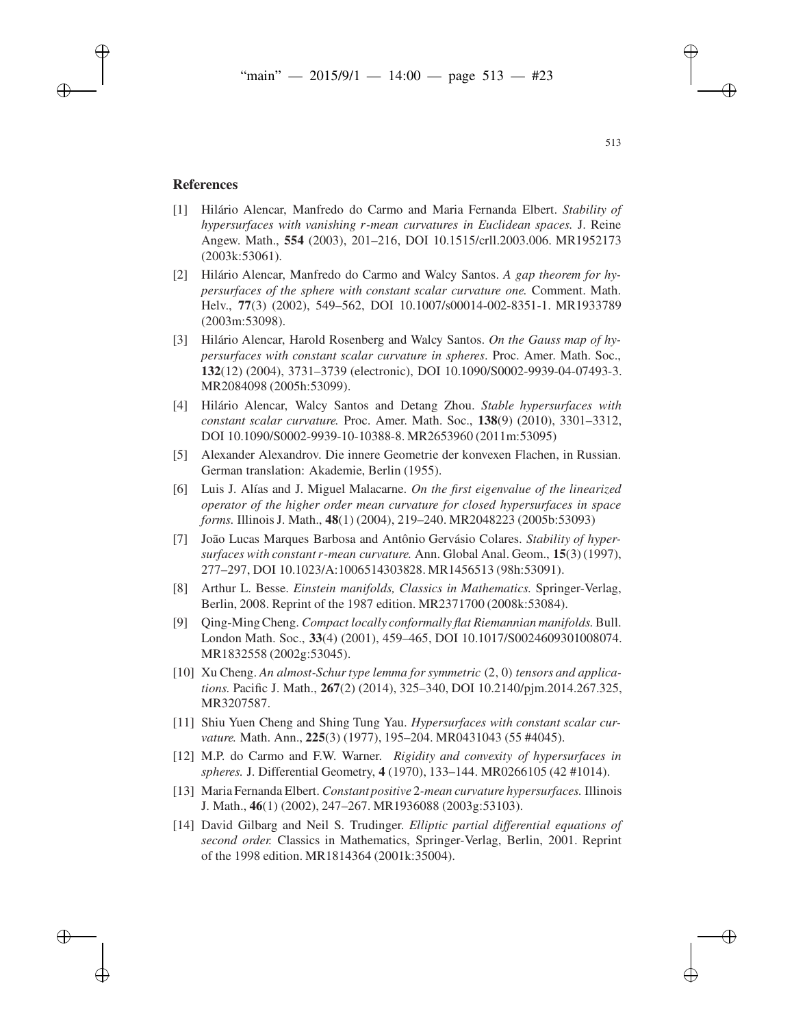## References

[1] Hilário Alencar, Manfredo do Carmo and Maria Fernanda Elbert. *Stability of hypersurfaces with vanishing $r$-mean curvatures in Euclidean spaces.* J. Reine Angew. Math., **554** (2003), 201–216, DOI 10.1515/crll.2003.006. MR1952173 (2003k:53061).

[2] Hilário Alencar, Manfredo do Carmo and Walcy Santos. *A gap theorem for hypersurfaces of the sphere with constant scalar curvature one.* Comment. Math. Helv., **77**(3) (2002), 549–562, DOI 10.1007/s00014-002-8351-1. MR1933789 (2003m:53098).

[3] Hilário Alencar, Harold Rosenberg and Walcy Santos. *On the Gauss map of hypersurfaces with constant scalar curvature in spheres*. Proc. Amer. Math. Soc., **132**(12) (2004), 3731–3739 (electronic), DOI 10.1090/S0002-9939-04-07493-3. MR2084098 (2005h:53099).

[4] Hilário Alencar, Walcy Santos and Detang Zhou. *Stable hypersurfaces with constant scalar curvature.* Proc. Amer. Math. Soc., **138**(9) (2010), 3301–3312, DOI 10.1090/S0002-9939-10-10388-8. MR2653960 (2011m:53095)

[5] Alexander Alexandrov. Die innere Geometrie der konvexen Flachen, in Russian. German translation: Akademie, Berlin (1955).

[6] Luis J. Alías and J. Miguel Malacarne. *On the first eigenvalue of the linearized operator of the higher order mean curvature for closed hypersurfaces in space forms.* Illinois J. Math., **48**(1) (2004), 219–240. MR2048223 (2005b:53093)

[7] João Lucas Marques Barbosa and Antônio Gervásio Colares. *Stability of hypersurfaces with constant $r$-mean curvature.* Ann. Global Anal. Geom., **15**(3) (1997), 277–297, DOI 10.1023/A:1006514303828. MR1456513 (98h:53091).

[8] Arthur L. Besse. *Einstein manifolds, Classics in Mathematics.* Springer-Verlag, Berlin, 2008. Reprint of the 1987 edition. MR2371700 (2008k:53084).

[9] Qing-Ming Cheng. *Compact locally conformally flat Riemannian manifolds.* Bull. London Math. Soc., **33**(4) (2001), 459–465, DOI 10.1017/S0024609301008074. MR1832558 (2002g:53045).

[10] Xu Cheng. *An almost-Schur type lemma for symmetric* $(2, 0)$ *tensors and applications.* Pacific J. Math., **267**(2) (2014), 325–340, DOI 10.2140/pjm.2014.267.325, MR3207587.

[11] Shiu Yuen Cheng and Shing Tung Yau. *Hypersurfaces with constant scalar curvature.* Math. Ann., **225**(3) (1977), 195–204. MR0431043 (55 #4045).

[12] M.P. do Carmo and F.W. Warner. *Rigidity and convexity of hypersurfaces in spheres.* J. Differential Geometry, **4** (1970), 133–144. MR0266105 (42 #1014).

[13] Maria Fernanda Elbert. *Constant positive* 2*-mean curvature hypersurfaces.* Illinois J. Math., **46**(1) (2002), 247–267. MR1936088 (2003g:53103).

[14] David Gilbarg and Neil S. Trudinger. *Elliptic partial differential equations of second order.* Classics in Mathematics, Springer-Verlag, Berlin, 2001. Reprint of the 1998 edition. MR1814364 (2001k:35004).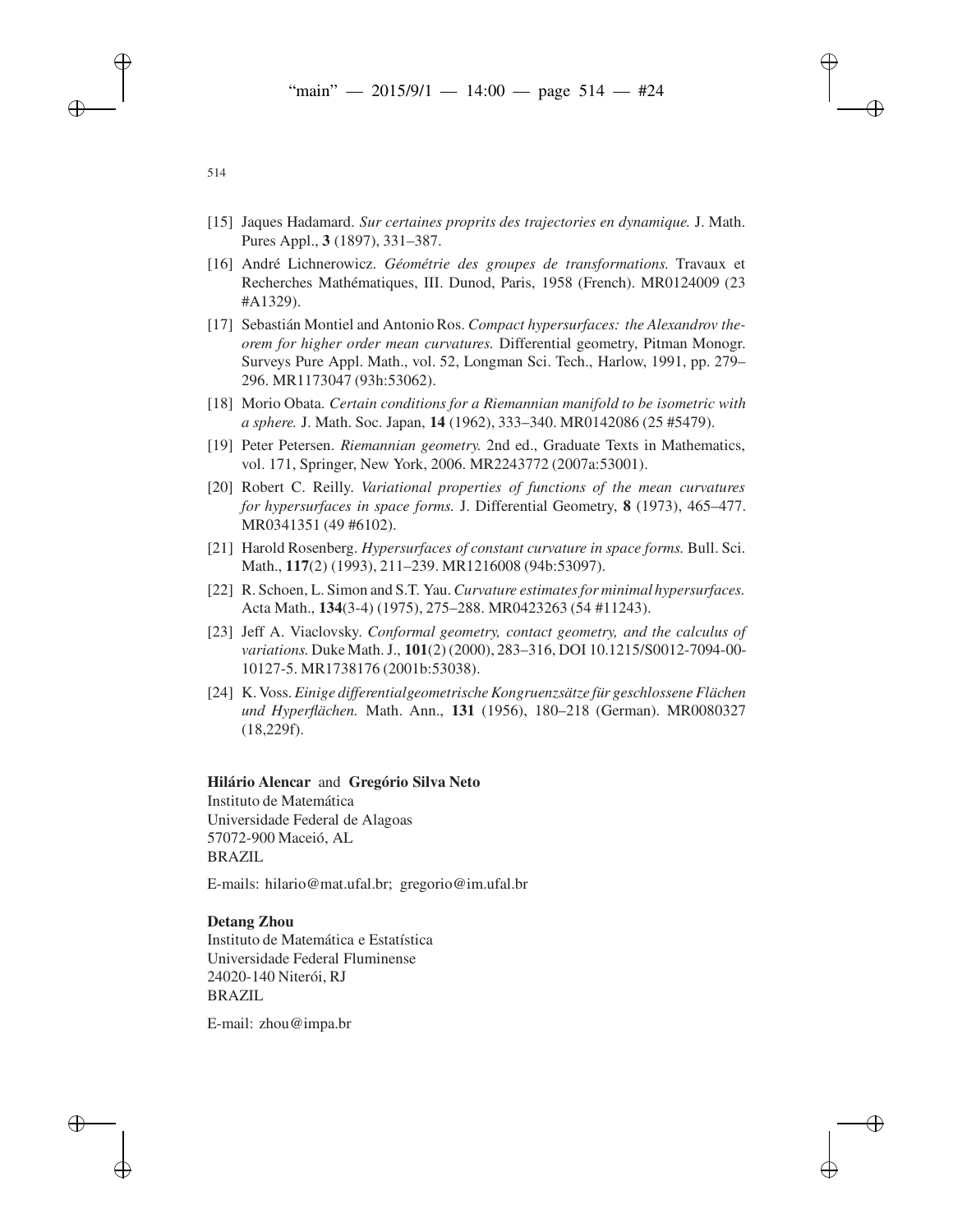[15] Jaques Hadamard. *Sur certaines proprits des trajectories en dynamique.* J. Math. Pures Appl., **3** (1897), 331–387.

[16] André Lichnerowicz. *Géométrie des groupes de transformations.* Travaux et Recherches Mathématiques, III. Dunod, Paris, 1958 (French). MR0124009 (23 #A1329).

[17] Sebastián Montiel and Antonio Ros. *Compact hypersurfaces: the Alexandrov theorem for higher order mean curvatures.* Differential geometry, Pitman Monogr. Surveys Pure Appl. Math., vol. 52, Longman Sci. Tech., Harlow, 1991, pp. 279–296. MR1173047 (93h:53062).

[18] Morio Obata. *Certain conditions for a Riemannian manifold to be isometric with a sphere.* J. Math. Soc. Japan, **14** (1962), 333–340. MR0142086 (25 #5479).

[19] Peter Petersen. *Riemannian geometry.* 2nd ed., Graduate Texts in Mathematics, vol. 171, Springer, New York, 2006. MR2243772 (2007a:53001).

[20] Robert C. Reilly. *Variational properties of functions of the mean curvatures for hypersurfaces in space forms.* J. Differential Geometry, **8** (1973), 465–477. MR0341351 (49 #6102).

[21] Harold Rosenberg. *Hypersurfaces of constant curvature in space forms.* Bull. Sci. Math., **117**(2) (1993), 211–239. MR1216008 (94b:53097).

[22] R. Schoen, L. Simon and S.T. Yau. *Curvature estimates for minimal hypersurfaces.* Acta Math., **134**(3-4) (1975), 275–288. MR0423263 (54 #11243).

[23] Jeff A. Viaclovsky. *Conformal geometry, contact geometry, and the calculus of variations.* Duke Math. J., **101**(2) (2000), 283–316, DOI 10.1215/S0012-7094-00-10127-5. MR1738176 (2001b:53038).

[24] K. Voss. *Einige differentialgeometrische Kongruenzsätze für geschlossene Flächen und Hyperflächen.* Math. Ann., **131** (1956), 180–218 (German). MR0080327 (18,229f).

**Hilário Alencar** and **Gregório Silva Neto**
Instituto de Matemática
Universidade Federal de Alagoas
57072-900 Maceió, AL
BRAZIL

E-mails: hilario@mat.ufal.br; gregorio@im.ufal.br

**Detang Zhou**
Instituto de Matemática e Estatística
Universidade Federal Fluminense
24020-140 Niterói, RJ
BRAZIL

E-mail: zhou@impa.br